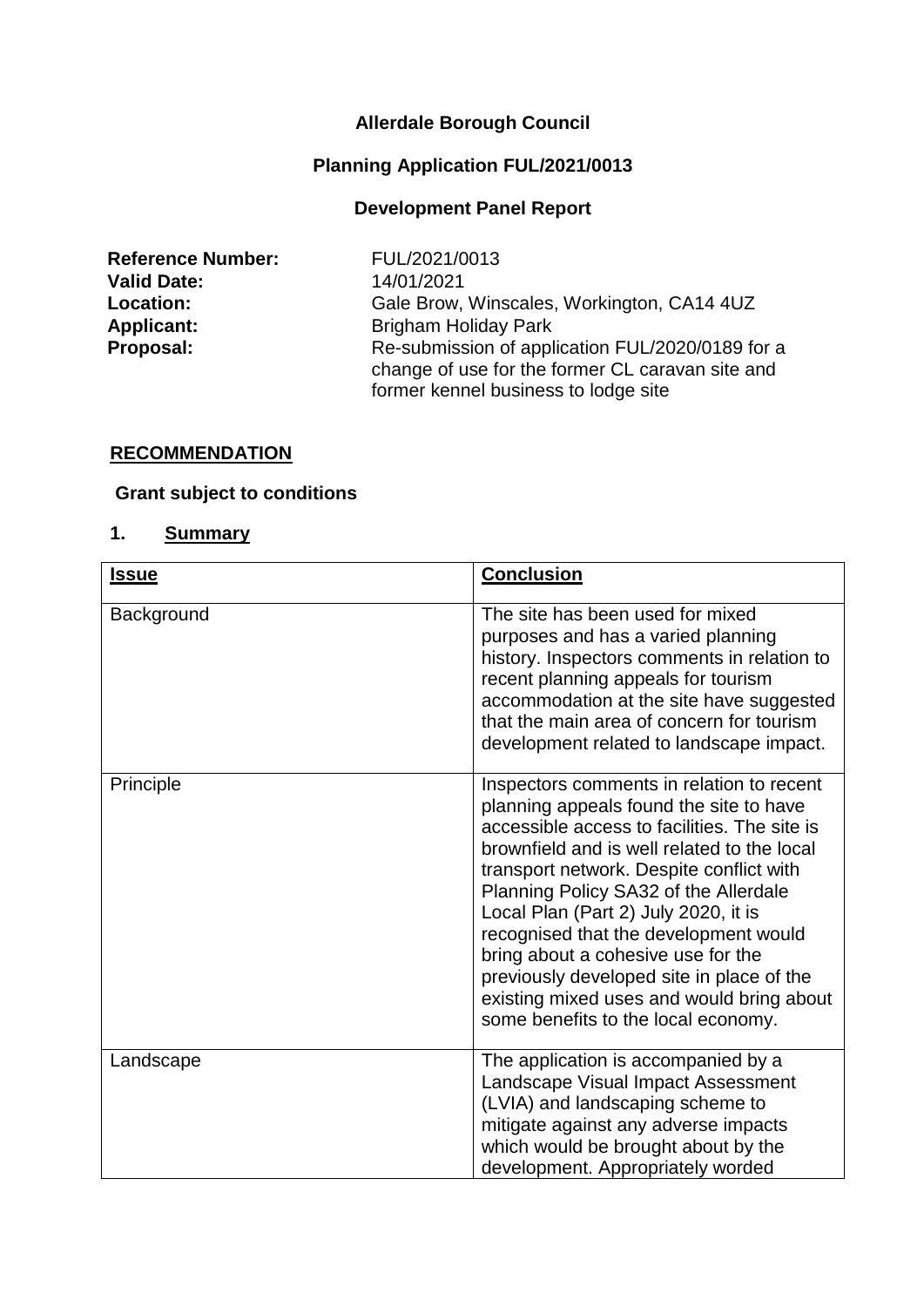**Allerdale Borough Council**

**Planning Application FUL/2021/0013**

**Development Panel Report**

| | |
|---|---|
| **Reference Number:** | FUL/2021/0013 |
| **Valid Date:** | 14/01/2021 |
| **Location:** | Gale Brow, Winscales, Workington, CA14 4UZ |
| **Applicant:** | Brigham Holiday Park |
| **Proposal:** | Re-submission of application FUL/2020/0189 for a change of use for the former CL caravan site and former kennel business to lodge site |

## RECOMMENDATION

**Grant subject to conditions**

## 1. Summary

| **Issue** | **Conclusion** |
|---|---|
| Background | The site has been used for mixed purposes and has a varied planning history. Inspectors comments in relation to recent planning appeals for tourism accommodation at the site have suggested that the main area of concern for tourism development related to landscape impact. |
| Principle | Inspectors comments in relation to recent planning appeals found the site to have accessible access to facilities. The site is brownfield and is well related to the local transport network. Despite conflict with Planning Policy SA32 of the Allerdale Local Plan (Part 2) July 2020, it is recognised that the development would bring about a cohesive use for the previously developed site in place of the existing mixed uses and would bring about some benefits to the local economy. |
| Landscape | The application is accompanied by a Landscape Visual Impact Assessment (LVIA) and landscaping scheme to mitigate against any adverse impacts which would be brought about by the development. Appropriately worded |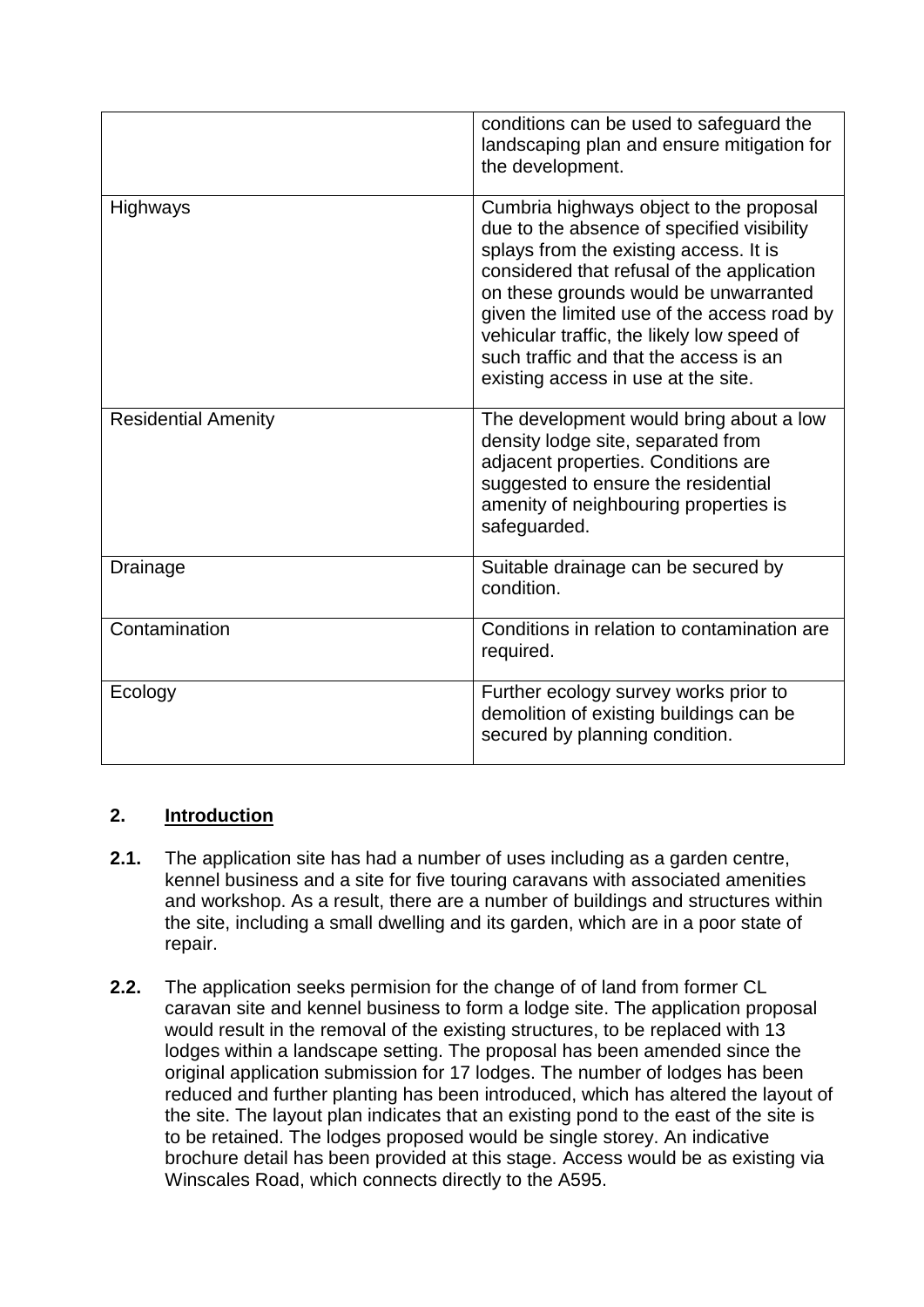| | |
|---|---|
| | conditions can be used to safeguard the landscaping plan and ensure mitigation for the development. |
| Highways | Cumbria highways object to the proposal due to the absence of specified visibility splays from the existing access. It is considered that refusal of the application on these grounds would be unwarranted given the limited use of the access road by vehicular traffic, the likely low speed of such traffic and that the access is an existing access in use at the site. |
| Residential Amenity | The development would bring about a low density lodge site, separated from adjacent properties. Conditions are suggested to ensure the residential amenity of neighbouring properties is safeguarded. |
| Drainage | Suitable drainage can be secured by condition. |
| Contamination | Conditions in relation to contamination are required. |
| Ecology | Further ecology survey works prior to demolition of existing buildings can be secured by planning condition. |

## 2. <u>Introduction</u>

**2.1.** The application site has had a number of uses including as a garden centre, kennel business and a site for five touring caravans with associated amenities and workshop. As a result, there are a number of buildings and structures within the site, including a small dwelling and its garden, which are in a poor state of repair.

**2.2.** The application seeks permision for the change of of land from former CL caravan site and kennel business to form a lodge site. The application proposal would result in the removal of the existing structures, to be replaced with 13 lodges within a landscape setting. The proposal has been amended since the original application submission for 17 lodges. The number of lodges has been reduced and further planting has been introduced, which has altered the layout of the site. The layout plan indicates that an existing pond to the east of the site is to be retained. The lodges proposed would be single storey. An indicative brochure detail has been provided at this stage. Access would be as existing via Winscales Road, which connects directly to the A595.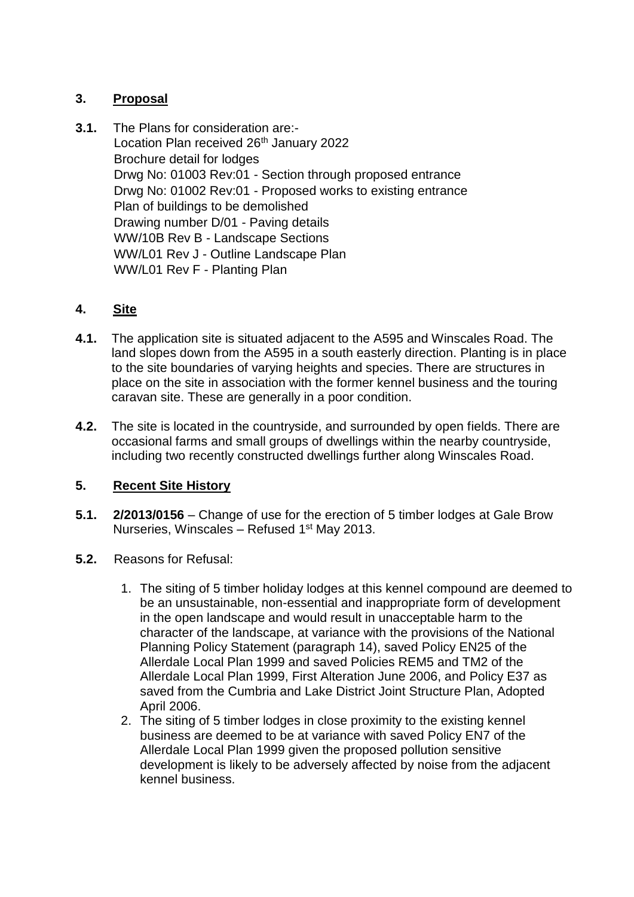## 3. Proposal

**3.1.** The Plans for consideration are:-

Location Plan received 26th January 2022
Brochure detail for lodges
Drwg No: 01003 Rev:01 - Section through proposed entrance
Drwg No: 01002 Rev:01 - Proposed works to existing entrance
Plan of buildings to be demolished
Drawing number D/01 - Paving details
WW/10B Rev B - Landscape Sections
WW/L01 Rev J - Outline Landscape Plan
WW/L01 Rev F - Planting Plan

## 4. Site

**4.1.** The application site is situated adjacent to the A595 and Winscales Road. The land slopes down from the A595 in a south easterly direction. Planting is in place to the site boundaries of varying heights and species. There are structures in place on the site in association with the former kennel business and the touring caravan site. These are generally in a poor condition.

**4.2.** The site is located in the countryside, and surrounded by open fields. There are occasional farms and small groups of dwellings within the nearby countryside, including two recently constructed dwellings further along Winscales Road.

## 5. Recent Site History

**5.1.** **2/2013/0156** – Change of use for the erection of 5 timber lodges at Gale Brow Nurseries, Winscales – Refused 1st May 2013.

**5.2.** Reasons for Refusal:

1. The siting of 5 timber holiday lodges at this kennel compound are deemed to be an unsustainable, non-essential and inappropriate form of development in the open landscape and would result in unacceptable harm to the character of the landscape, at variance with the provisions of the National Planning Policy Statement (paragraph 14), saved Policy EN25 of the Allerdale Local Plan 1999 and saved Policies REM5 and TM2 of the Allerdale Local Plan 1999, First Alteration June 2006, and Policy E37 as saved from the Cumbria and Lake District Joint Structure Plan, Adopted April 2006.
2. The siting of 5 timber lodges in close proximity to the existing kennel business are deemed to be at variance with saved Policy EN7 of the Allerdale Local Plan 1999 given the proposed pollution sensitive development is likely to be adversely affected by noise from the adjacent kennel business.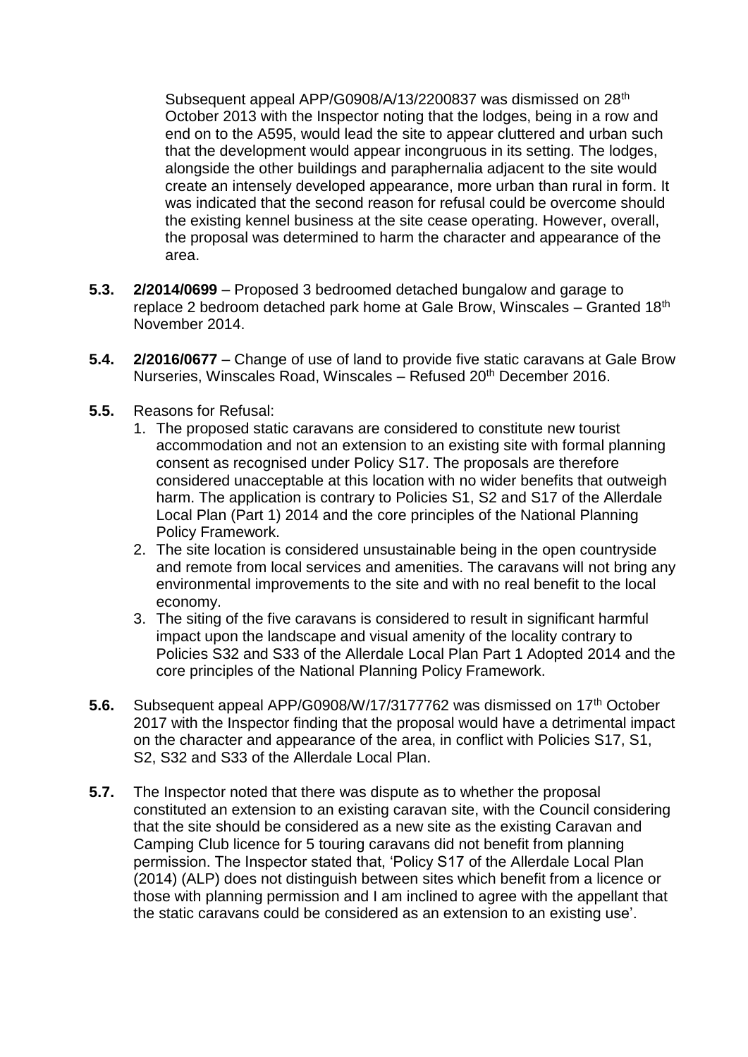Subsequent appeal APP/G0908/A/13/2200837 was dismissed on 28th October 2013 with the Inspector noting that the lodges, being in a row and end on to the A595, would lead the site to appear cluttered and urban such that the development would appear incongruous in its setting. The lodges, alongside the other buildings and paraphernalia adjacent to the site would create an intensely developed appearance, more urban than rural in form. It was indicated that the second reason for refusal could be overcome should the existing kennel business at the site cease operating. However, overall, the proposal was determined to harm the character and appearance of the area.

**5.3.** **2/2014/0699** – Proposed 3 bedroomed detached bungalow and garage to replace 2 bedroom detached park home at Gale Brow, Winscales – Granted 18th November 2014.

**5.4.** **2/2016/0677** – Change of use of land to provide five static caravans at Gale Brow Nurseries, Winscales Road, Winscales – Refused 20th December 2016.

**5.5.** Reasons for Refusal:

1. The proposed static caravans are considered to constitute new tourist accommodation and not an extension to an existing site with formal planning consent as recognised under Policy S17. The proposals are therefore considered unacceptable at this location with no wider benefits that outweigh harm. The application is contrary to Policies S1, S2 and S17 of the Allerdale Local Plan (Part 1) 2014 and the core principles of the National Planning Policy Framework.
2. The site location is considered unsustainable being in the open countryside and remote from local services and amenities. The caravans will not bring any environmental improvements to the site and with no real benefit to the local economy.
3. The siting of the five caravans is considered to result in significant harmful impact upon the landscape and visual amenity of the locality contrary to Policies S32 and S33 of the Allerdale Local Plan Part 1 Adopted 2014 and the core principles of the National Planning Policy Framework.

**5.6.** Subsequent appeal APP/G0908/W/17/3177762 was dismissed on 17th October 2017 with the Inspector finding that the proposal would have a detrimental impact on the character and appearance of the area, in conflict with Policies S17, S1, S2, S32 and S33 of the Allerdale Local Plan.

**5.7.** The Inspector noted that there was dispute as to whether the proposal constituted an extension to an existing caravan site, with the Council considering that the site should be considered as a new site as the existing Caravan and Camping Club licence for 5 touring caravans did not benefit from planning permission. The Inspector stated that, 'Policy S17 of the Allerdale Local Plan (2014) (ALP) does not distinguish between sites which benefit from a licence or those with planning permission and I am inclined to agree with the appellant that the static caravans could be considered as an extension to an existing use'.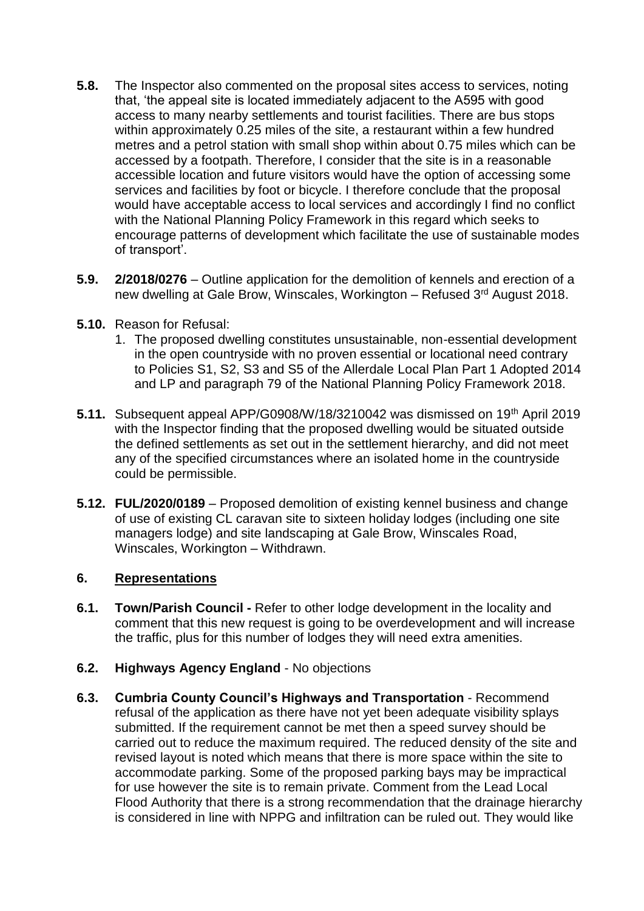**5.8.** The Inspector also commented on the proposal sites access to services, noting that, 'the appeal site is located immediately adjacent to the A595 with good access to many nearby settlements and tourist facilities. There are bus stops within approximately 0.25 miles of the site, a restaurant within a few hundred metres and a petrol station with small shop within about 0.75 miles which can be accessed by a footpath. Therefore, I consider that the site is in a reasonable accessible location and future visitors would have the option of accessing some services and facilities by foot or bicycle. I therefore conclude that the proposal would have acceptable access to local services and accordingly I find no conflict with the National Planning Policy Framework in this regard which seeks to encourage patterns of development which facilitate the use of sustainable modes of transport'.

**5.9.** **2/2018/0276** – Outline application for the demolition of kennels and erection of a new dwelling at Gale Brow, Winscales, Workington – Refused 3rd August 2018.

**5.10.** Reason for Refusal:

1. The proposed dwelling constitutes unsustainable, non-essential development in the open countryside with no proven essential or locational need contrary to Policies S1, S2, S3 and S5 of the Allerdale Local Plan Part 1 Adopted 2014 and LP and paragraph 79 of the National Planning Policy Framework 2018.

**5.11.** Subsequent appeal APP/G0908/W/18/3210042 was dismissed on 19th April 2019 with the Inspector finding that the proposed dwelling would be situated outside the defined settlements as set out in the settlement hierarchy, and did not meet any of the specified circumstances where an isolated home in the countryside could be permissible.

**5.12.** **FUL/2020/0189** – Proposed demolition of existing kennel business and change of use of existing CL caravan site to sixteen holiday lodges (including one site managers lodge) and site landscaping at Gale Brow, Winscales Road, Winscales, Workington – Withdrawn.

## 6. Representations

**6.1.** **Town/Parish Council -** Refer to other lodge development in the locality and comment that this new request is going to be overdevelopment and will increase the traffic, plus for this number of lodges they will need extra amenities.

**6.2.** **Highways Agency England** - No objections

**6.3.** **Cumbria County Council's Highways and Transportation** - Recommend refusal of the application as there have not yet been adequate visibility splays submitted. If the requirement cannot be met then a speed survey should be carried out to reduce the maximum required. The reduced density of the site and revised layout is noted which means that there is more space within the site to accommodate parking. Some of the proposed parking bays may be impractical for use however the site is to remain private. Comment from the Lead Local Flood Authority that there is a strong recommendation that the drainage hierarchy is considered in line with NPPG and infiltration can be ruled out. They would like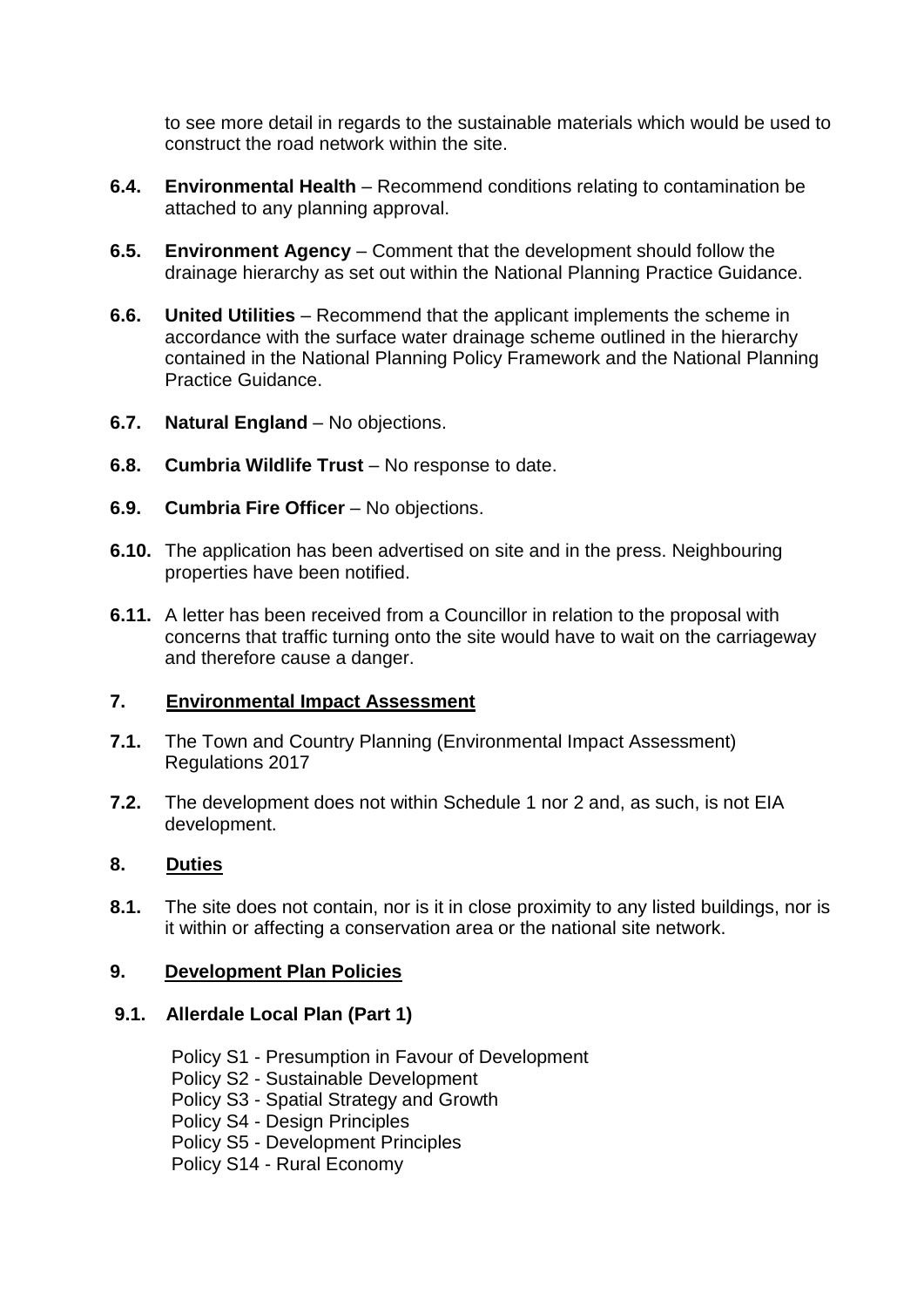to see more detail in regards to the sustainable materials which would be used to construct the road network within the site.

**6.4.** **Environmental Health** – Recommend conditions relating to contamination be attached to any planning approval.

**6.5.** **Environment Agency** – Comment that the development should follow the drainage hierarchy as set out within the National Planning Practice Guidance.

**6.6.** **United Utilities** – Recommend that the applicant implements the scheme in accordance with the surface water drainage scheme outlined in the hierarchy contained in the National Planning Policy Framework and the National Planning Practice Guidance.

**6.7.** **Natural England** – No objections.

**6.8.** **Cumbria Wildlife Trust** – No response to date.

**6.9.** **Cumbria Fire Officer** – No objections.

**6.10.** The application has been advertised on site and in the press. Neighbouring properties have been notified.

**6.11.** A letter has been received from a Councillor in relation to the proposal with concerns that traffic turning onto the site would have to wait on the carriageway and therefore cause a danger.

## 7. Environmental Impact Assessment

**7.1.** The Town and Country Planning (Environmental Impact Assessment) Regulations 2017

**7.2.** The development does not within Schedule 1 nor 2 and, as such, is not EIA development.

## 8. Duties

**8.1.** The site does not contain, nor is it in close proximity to any listed buildings, nor is it within or affecting a conservation area or the national site network.

## 9. Development Plan Policies

### 9.1. Allerdale Local Plan (Part 1)

Policy S1 - Presumption in Favour of Development
Policy S2 - Sustainable Development
Policy S3 - Spatial Strategy and Growth
Policy S4 - Design Principles
Policy S5 - Development Principles
Policy S14 - Rural Economy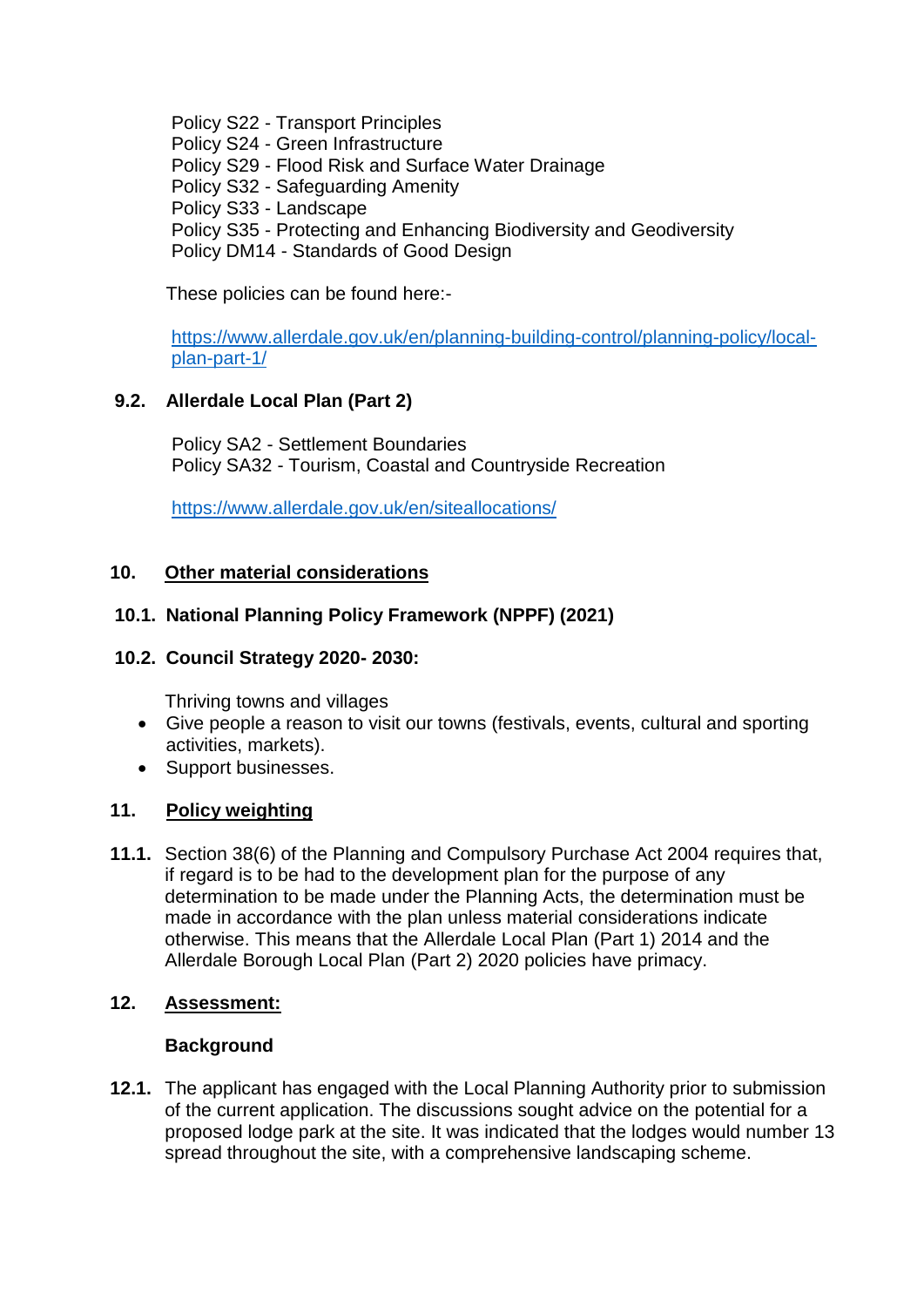Policy S22 - Transport Principles
Policy S24 - Green Infrastructure
Policy S29 - Flood Risk and Surface Water Drainage
Policy S32 - Safeguarding Amenity
Policy S33 - Landscape
Policy S35 - Protecting and Enhancing Biodiversity and Geodiversity
Policy DM14 - Standards of Good Design

These policies can be found here:-

https://www.allerdale.gov.uk/en/planning-building-control/planning-policy/local-plan-part-1/

**9.2. Allerdale Local Plan (Part 2)**

Policy SA2 - Settlement Boundaries
Policy SA32 - Tourism, Coastal and Countryside Recreation

https://www.allerdale.gov.uk/en/siteallocations/

## 10. Other material considerations

**10.1. National Planning Policy Framework (NPPF) (2021)**

**10.2. Council Strategy 2020- 2030:**

Thriving towns and villages

- Give people a reason to visit our towns (festivals, events, cultural and sporting activities, markets).
- Support businesses.

## 11. Policy weighting

**11.1.** Section 38(6) of the Planning and Compulsory Purchase Act 2004 requires that, if regard is to be had to the development plan for the purpose of any determination to be made under the Planning Acts, the determination must be made in accordance with the plan unless material considerations indicate otherwise. This means that the Allerdale Local Plan (Part 1) 2014 and the Allerdale Borough Local Plan (Part 2) 2020 policies have primacy.

## 12. Assessment:

**Background**

**12.1.** The applicant has engaged with the Local Planning Authority prior to submission of the current application. The discussions sought advice on the potential for a proposed lodge park at the site. It was indicated that the lodges would number 13 spread throughout the site, with a comprehensive landscaping scheme.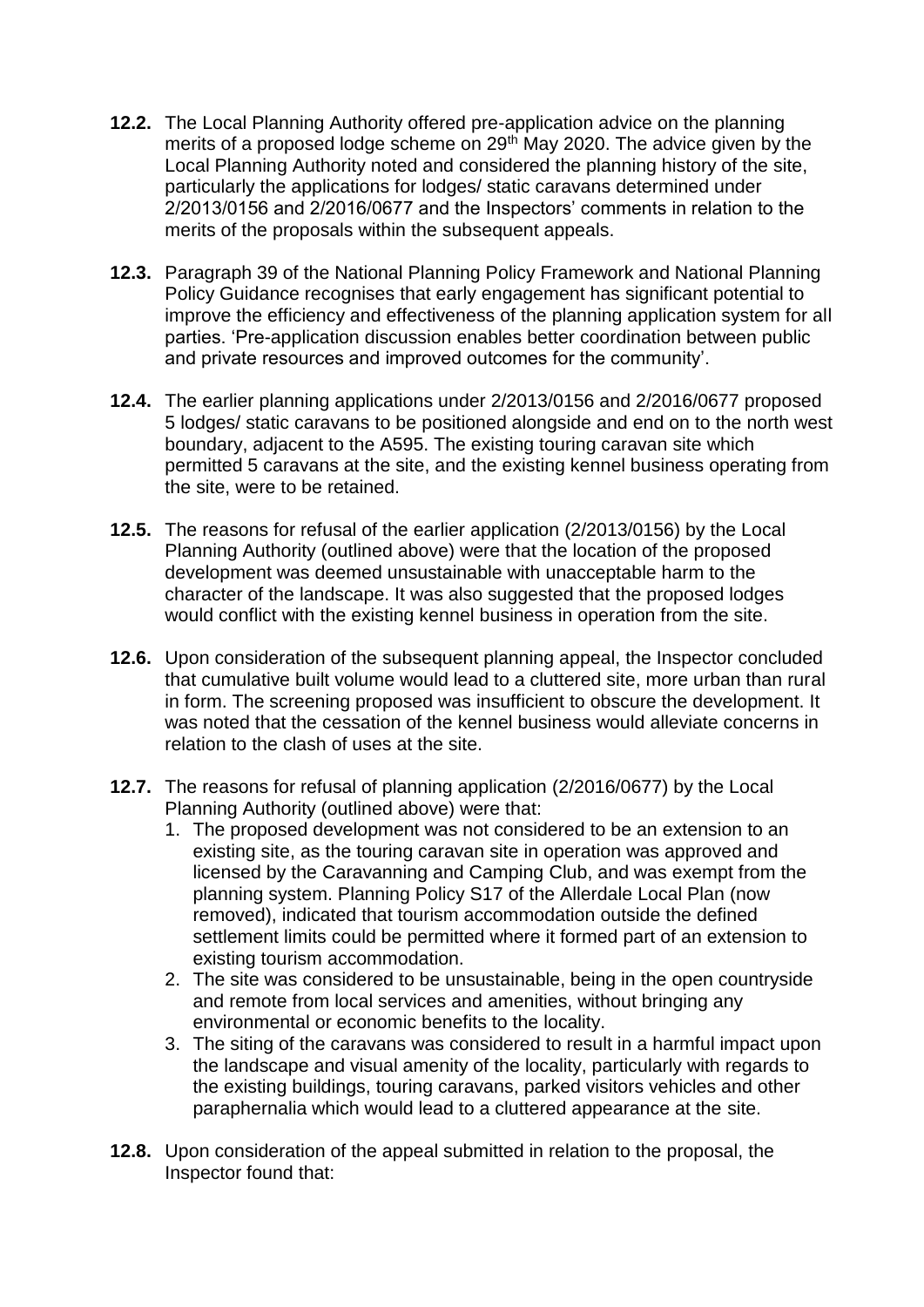**12.2.** The Local Planning Authority offered pre-application advice on the planning merits of a proposed lodge scheme on 29th May 2020. The advice given by the Local Planning Authority noted and considered the planning history of the site, particularly the applications for lodges/ static caravans determined under 2/2013/0156 and 2/2016/0677 and the Inspectors' comments in relation to the merits of the proposals within the subsequent appeals.

**12.3.** Paragraph 39 of the National Planning Policy Framework and National Planning Policy Guidance recognises that early engagement has significant potential to improve the efficiency and effectiveness of the planning application system for all parties. 'Pre-application discussion enables better coordination between public and private resources and improved outcomes for the community'.

**12.4.** The earlier planning applications under 2/2013/0156 and 2/2016/0677 proposed 5 lodges/ static caravans to be positioned alongside and end on to the north west boundary, adjacent to the A595. The existing touring caravan site which permitted 5 caravans at the site, and the existing kennel business operating from the site, were to be retained.

**12.5.** The reasons for refusal of the earlier application (2/2013/0156) by the Local Planning Authority (outlined above) were that the location of the proposed development was deemed unsustainable with unacceptable harm to the character of the landscape. It was also suggested that the proposed lodges would conflict with the existing kennel business in operation from the site.

**12.6.** Upon consideration of the subsequent planning appeal, the Inspector concluded that cumulative built volume would lead to a cluttered site, more urban than rural in form. The screening proposed was insufficient to obscure the development. It was noted that the cessation of the kennel business would alleviate concerns in relation to the clash of uses at the site.

**12.7.** The reasons for refusal of planning application (2/2016/0677) by the Local Planning Authority (outlined above) were that:

1. The proposed development was not considered to be an extension to an existing site, as the touring caravan site in operation was approved and licensed by the Caravanning and Camping Club, and was exempt from the planning system. Planning Policy S17 of the Allerdale Local Plan (now removed), indicated that tourism accommodation outside the defined settlement limits could be permitted where it formed part of an extension to existing tourism accommodation.
2. The site was considered to be unsustainable, being in the open countryside and remote from local services and amenities, without bringing any environmental or economic benefits to the locality.
3. The siting of the caravans was considered to result in a harmful impact upon the landscape and visual amenity of the locality, particularly with regards to the existing buildings, touring caravans, parked visitors vehicles and other paraphernalia which would lead to a cluttered appearance at the site.

**12.8.** Upon consideration of the appeal submitted in relation to the proposal, the Inspector found that: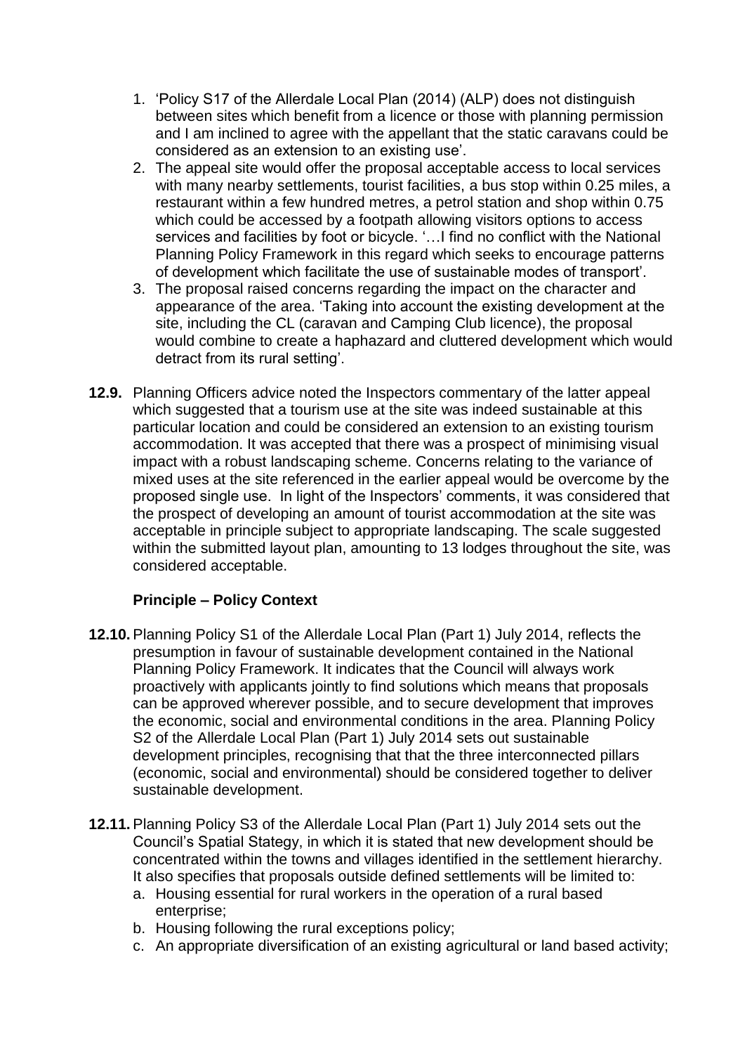1. 'Policy S17 of the Allerdale Local Plan (2014) (ALP) does not distinguish between sites which benefit from a licence or those with planning permission and I am inclined to agree with the appellant that the static caravans could be considered as an extension to an existing use'.
2. The appeal site would offer the proposal acceptable access to local services with many nearby settlements, tourist facilities, a bus stop within 0.25 miles, a restaurant within a few hundred metres, a petrol station and shop within 0.75 which could be accessed by a footpath allowing visitors options to access services and facilities by foot or bicycle. '…I find no conflict with the National Planning Policy Framework in this regard which seeks to encourage patterns of development which facilitate the use of sustainable modes of transport'.
3. The proposal raised concerns regarding the impact on the character and appearance of the area. 'Taking into account the existing development at the site, including the CL (caravan and Camping Club licence), the proposal would combine to create a haphazard and cluttered development which would detract from its rural setting'.

**12.9.** Planning Officers advice noted the Inspectors commentary of the latter appeal which suggested that a tourism use at the site was indeed sustainable at this particular location and could be considered an extension to an existing tourism accommodation. It was accepted that there was a prospect of minimising visual impact with a robust landscaping scheme. Concerns relating to the variance of mixed uses at the site referenced in the earlier appeal would be overcome by the proposed single use. In light of the Inspectors' comments, it was considered that the prospect of developing an amount of tourist accommodation at the site was acceptable in principle subject to appropriate landscaping. The scale suggested within the submitted layout plan, amounting to 13 lodges throughout the site, was considered acceptable.

### Principle – Policy Context

**12.10.** Planning Policy S1 of the Allerdale Local Plan (Part 1) July 2014, reflects the presumption in favour of sustainable development contained in the National Planning Policy Framework. It indicates that the Council will always work proactively with applicants jointly to find solutions which means that proposals can be approved wherever possible, and to secure development that improves the economic, social and environmental conditions in the area. Planning Policy S2 of the Allerdale Local Plan (Part 1) July 2014 sets out sustainable development principles, recognising that that the three interconnected pillars (economic, social and environmental) should be considered together to deliver sustainable development.

**12.11.** Planning Policy S3 of the Allerdale Local Plan (Part 1) July 2014 sets out the Council's Spatial Stategy, in which it is stated that new development should be concentrated within the towns and villages identified in the settlement hierarchy. It also specifies that proposals outside defined settlements will be limited to:

a. Housing essential for rural workers in the operation of a rural based enterprise;
b. Housing following the rural exceptions policy;
c. An appropriate diversification of an existing agricultural or land based activity;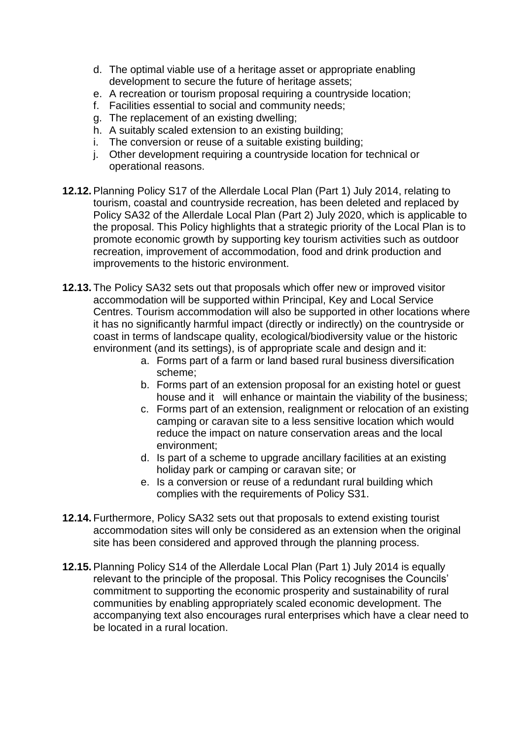d. The optimal viable use of a heritage asset or appropriate enabling development to secure the future of heritage assets;
e. A recreation or tourism proposal requiring a countryside location;
f. Facilities essential to social and community needs;
g. The replacement of an existing dwelling;
h. A suitably scaled extension to an existing building;
i. The conversion or reuse of a suitable existing building;
j. Other development requiring a countryside location for technical or operational reasons.

**12.12.** Planning Policy S17 of the Allerdale Local Plan (Part 1) July 2014, relating to tourism, coastal and countryside recreation, has been deleted and replaced by Policy SA32 of the Allerdale Local Plan (Part 2) July 2020, which is applicable to the proposal. This Policy highlights that a strategic priority of the Local Plan is to promote economic growth by supporting key tourism activities such as outdoor recreation, improvement of accommodation, food and drink production and improvements to the historic environment.

**12.13.** The Policy SA32 sets out that proposals which offer new or improved visitor accommodation will be supported within Principal, Key and Local Service Centres. Tourism accommodation will also be supported in other locations where it has no significantly harmful impact (directly or indirectly) on the countryside or coast in terms of landscape quality, ecological/biodiversity value or the historic environment (and its settings), is of appropriate scale and design and it:

a. Forms part of a farm or land based rural business diversification scheme;
b. Forms part of an extension proposal for an existing hotel or guest house and it will enhance or maintain the viability of the business;
c. Forms part of an extension, realignment or relocation of an existing camping or caravan site to a less sensitive location which would reduce the impact on nature conservation areas and the local environment;
d. Is part of a scheme to upgrade ancillary facilities at an existing holiday park or camping or caravan site; or
e. Is a conversion or reuse of a redundant rural building which complies with the requirements of Policy S31.

**12.14.** Furthermore, Policy SA32 sets out that proposals to extend existing tourist accommodation sites will only be considered as an extension when the original site has been considered and approved through the planning process.

**12.15.** Planning Policy S14 of the Allerdale Local Plan (Part 1) July 2014 is equally relevant to the principle of the proposal. This Policy recognises the Councils' commitment to supporting the economic prosperity and sustainability of rural communities by enabling appropriately scaled economic development. The accompanying text also encourages rural enterprises which have a clear need to be located in a rural location.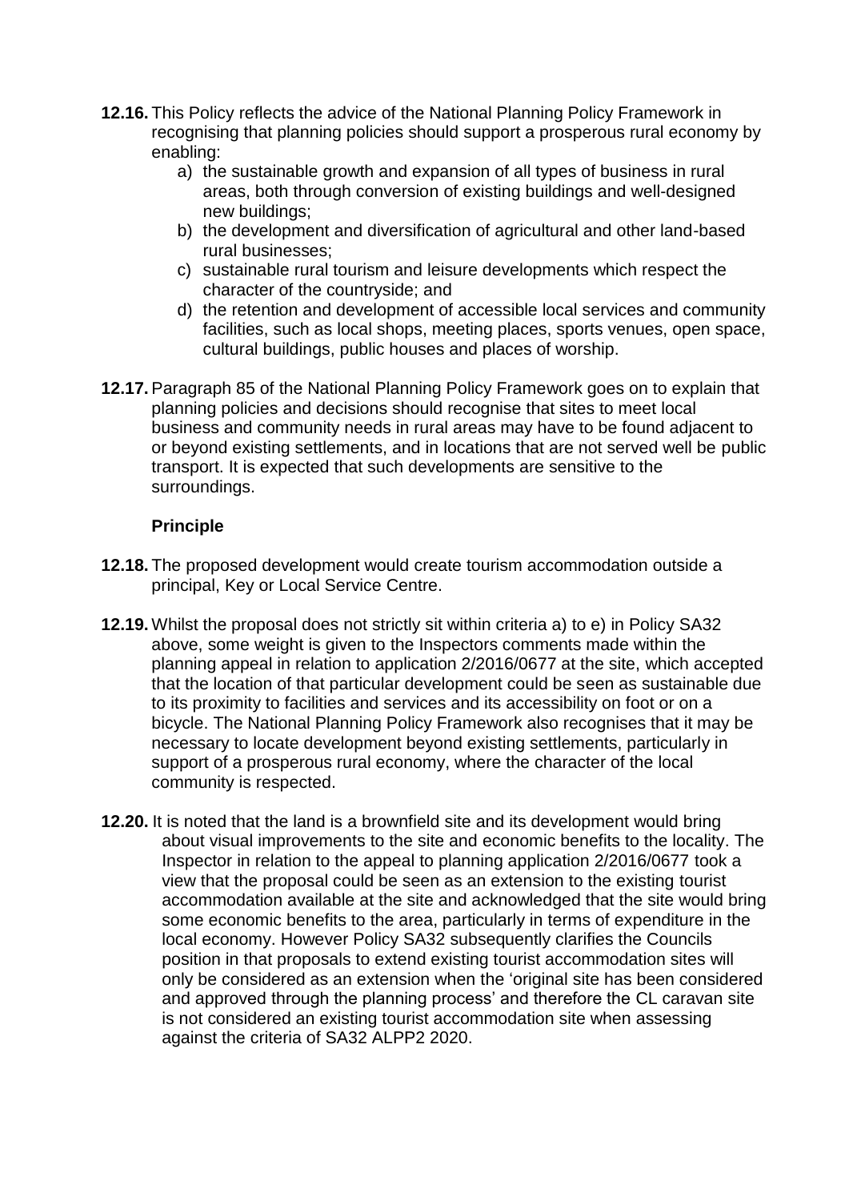**12.16.** This Policy reflects the advice of the National Planning Policy Framework in recognising that planning policies should support a prosperous rural economy by enabling:

a) the sustainable growth and expansion of all types of business in rural areas, both through conversion of existing buildings and well-designed new buildings;
b) the development and diversification of agricultural and other land-based rural businesses;
c) sustainable rural tourism and leisure developments which respect the character of the countryside; and
d) the retention and development of accessible local services and community facilities, such as local shops, meeting places, sports venues, open space, cultural buildings, public houses and places of worship.

**12.17.** Paragraph 85 of the National Planning Policy Framework goes on to explain that planning policies and decisions should recognise that sites to meet local business and community needs in rural areas may have to be found adjacent to or beyond existing settlements, and in locations that are not served well be public transport. It is expected that such developments are sensitive to the surroundings.

### Principle

**12.18.** The proposed development would create tourism accommodation outside a principal, Key or Local Service Centre.

**12.19.** Whilst the proposal does not strictly sit within criteria a) to e) in Policy SA32 above, some weight is given to the Inspectors comments made within the planning appeal in relation to application 2/2016/0677 at the site, which accepted that the location of that particular development could be seen as sustainable due to its proximity to facilities and services and its accessibility on foot or on a bicycle. The National Planning Policy Framework also recognises that it may be necessary to locate development beyond existing settlements, particularly in support of a prosperous rural economy, where the character of the local community is respected.

**12.20.** It is noted that the land is a brownfield site and its development would bring about visual improvements to the site and economic benefits to the locality. The Inspector in relation to the appeal to planning application 2/2016/0677 took a view that the proposal could be seen as an extension to the existing tourist accommodation available at the site and acknowledged that the site would bring some economic benefits to the area, particularly in terms of expenditure in the local economy. However Policy SA32 subsequently clarifies the Councils position in that proposals to extend existing tourist accommodation sites will only be considered as an extension when the 'original site has been considered and approved through the planning process' and therefore the CL caravan site is not considered an existing tourist accommodation site when assessing against the criteria of SA32 ALPP2 2020.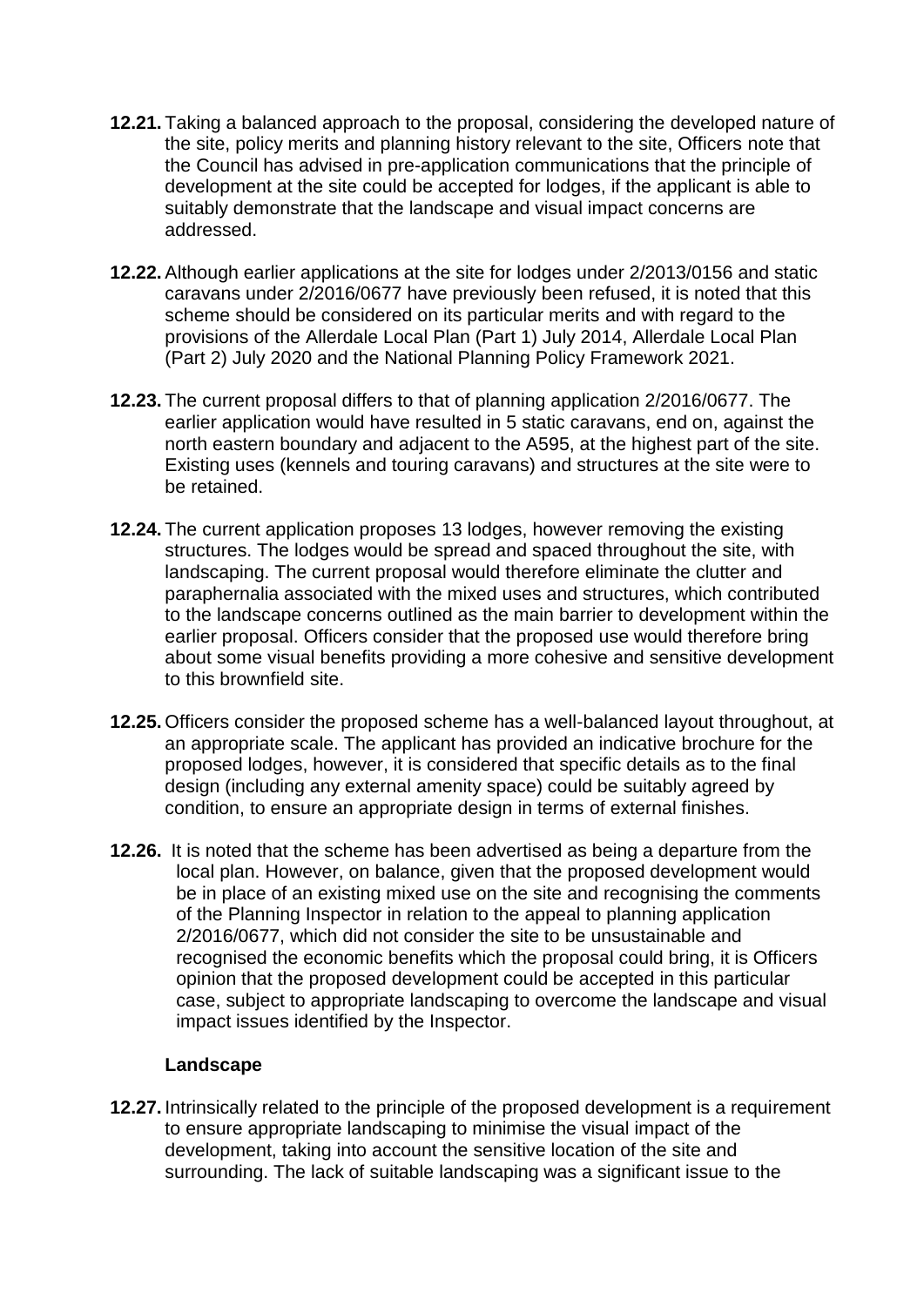**12.21.** Taking a balanced approach to the proposal, considering the developed nature of the site, policy merits and planning history relevant to the site, Officers note that the Council has advised in pre-application communications that the principle of development at the site could be accepted for lodges, if the applicant is able to suitably demonstrate that the landscape and visual impact concerns are addressed.

**12.22.** Although earlier applications at the site for lodges under 2/2013/0156 and static caravans under 2/2016/0677 have previously been refused, it is noted that this scheme should be considered on its particular merits and with regard to the provisions of the Allerdale Local Plan (Part 1) July 2014, Allerdale Local Plan (Part 2) July 2020 and the National Planning Policy Framework 2021.

**12.23.** The current proposal differs to that of planning application 2/2016/0677. The earlier application would have resulted in 5 static caravans, end on, against the north eastern boundary and adjacent to the A595, at the highest part of the site. Existing uses (kennels and touring caravans) and structures at the site were to be retained.

**12.24.** The current application proposes 13 lodges, however removing the existing structures. The lodges would be spread and spaced throughout the site, with landscaping. The current proposal would therefore eliminate the clutter and paraphernalia associated with the mixed uses and structures, which contributed to the landscape concerns outlined as the main barrier to development within the earlier proposal. Officers consider that the proposed use would therefore bring about some visual benefits providing a more cohesive and sensitive development to this brownfield site.

**12.25.** Officers consider the proposed scheme has a well-balanced layout throughout, at an appropriate scale. The applicant has provided an indicative brochure for the proposed lodges, however, it is considered that specific details as to the final design (including any external amenity space) could be suitably agreed by condition, to ensure an appropriate design in terms of external finishes.

**12.26.** It is noted that the scheme has been advertised as being a departure from the local plan. However, on balance, given that the proposed development would be in place of an existing mixed use on the site and recognising the comments of the Planning Inspector in relation to the appeal to planning application 2/2016/0677, which did not consider the site to be unsustainable and recognised the economic benefits which the proposal could bring, it is Officers opinion that the proposed development could be accepted in this particular case, subject to appropriate landscaping to overcome the landscape and visual impact issues identified by the Inspector.

**Landscape**

**12.27.** Intrinsically related to the principle of the proposed development is a requirement to ensure appropriate landscaping to minimise the visual impact of the development, taking into account the sensitive location of the site and surrounding. The lack of suitable landscaping was a significant issue to the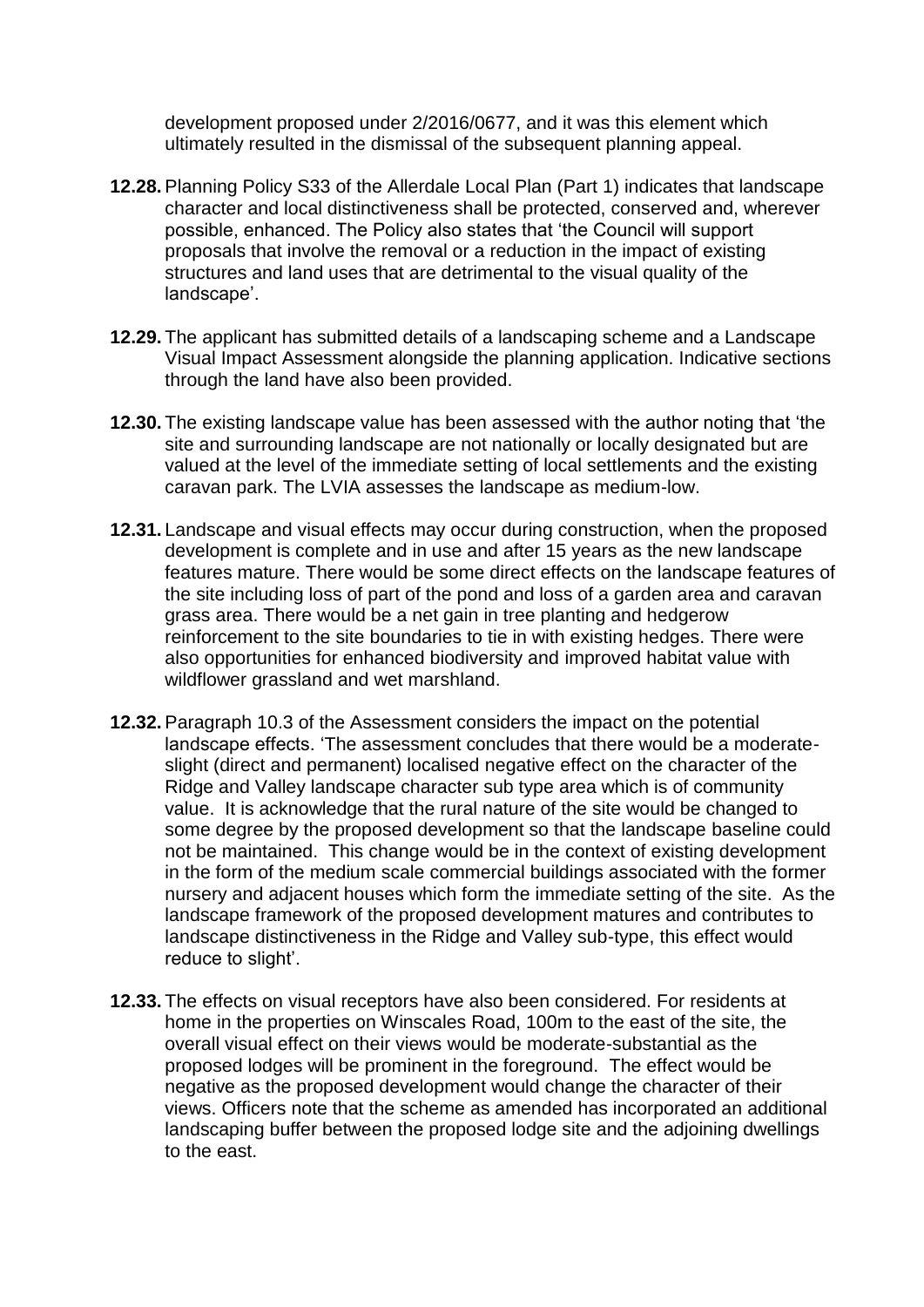development proposed under 2/2016/0677, and it was this element which ultimately resulted in the dismissal of the subsequent planning appeal.

**12.28.** Planning Policy S33 of the Allerdale Local Plan (Part 1) indicates that landscape character and local distinctiveness shall be protected, conserved and, wherever possible, enhanced. The Policy also states that 'the Council will support proposals that involve the removal or a reduction in the impact of existing structures and land uses that are detrimental to the visual quality of the landscape'.

**12.29.** The applicant has submitted details of a landscaping scheme and a Landscape Visual Impact Assessment alongside the planning application. Indicative sections through the land have also been provided.

**12.30.** The existing landscape value has been assessed with the author noting that 'the site and surrounding landscape are not nationally or locally designated but are valued at the level of the immediate setting of local settlements and the existing caravan park. The LVIA assesses the landscape as medium-low.

**12.31.** Landscape and visual effects may occur during construction, when the proposed development is complete and in use and after 15 years as the new landscape features mature. There would be some direct effects on the landscape features of the site including loss of part of the pond and loss of a garden area and caravan grass area. There would be a net gain in tree planting and hedgerow reinforcement to the site boundaries to tie in with existing hedges. There were also opportunities for enhanced biodiversity and improved habitat value with wildflower grassland and wet marshland.

**12.32.** Paragraph 10.3 of the Assessment considers the impact on the potential landscape effects. 'The assessment concludes that there would be a moderate-slight (direct and permanent) localised negative effect on the character of the Ridge and Valley landscape character sub type area which is of community value. It is acknowledge that the rural nature of the site would be changed to some degree by the proposed development so that the landscape baseline could not be maintained. This change would be in the context of existing development in the form of the medium scale commercial buildings associated with the former nursery and adjacent houses which form the immediate setting of the site. As the landscape framework of the proposed development matures and contributes to landscape distinctiveness in the Ridge and Valley sub-type, this effect would reduce to slight'.

**12.33.** The effects on visual receptors have also been considered. For residents at home in the properties on Winscales Road, 100m to the east of the site, the overall visual effect on their views would be moderate-substantial as the proposed lodges will be prominent in the foreground. The effect would be negative as the proposed development would change the character of their views. Officers note that the scheme as amended has incorporated an additional landscaping buffer between the proposed lodge site and the adjoining dwellings to the east.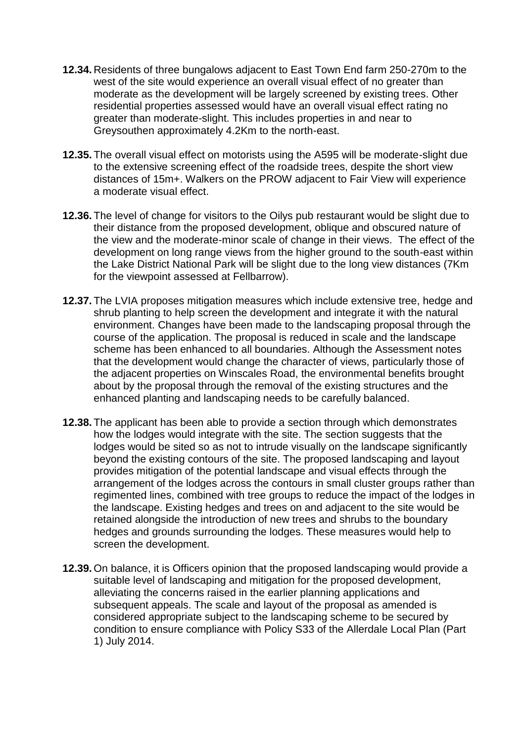**12.34.** Residents of three bungalows adjacent to East Town End farm 250-270m to the west of the site would experience an overall visual effect of no greater than moderate as the development will be largely screened by existing trees. Other residential properties assessed would have an overall visual effect rating no greater than moderate-slight. This includes properties in and near to Greysouthen approximately 4.2Km to the north-east.

**12.35.** The overall visual effect on motorists using the A595 will be moderate-slight due to the extensive screening effect of the roadside trees, despite the short view distances of 15m+. Walkers on the PROW adjacent to Fair View will experience a moderate visual effect.

**12.36.** The level of change for visitors to the Oilys pub restaurant would be slight due to their distance from the proposed development, oblique and obscured nature of the view and the moderate-minor scale of change in their views. The effect of the development on long range views from the higher ground to the south-east within the Lake District National Park will be slight due to the long view distances (7Km for the viewpoint assessed at Fellbarrow).

**12.37.** The LVIA proposes mitigation measures which include extensive tree, hedge and shrub planting to help screen the development and integrate it with the natural environment. Changes have been made to the landscaping proposal through the course of the application. The proposal is reduced in scale and the landscape scheme has been enhanced to all boundaries. Although the Assessment notes that the development would change the character of views, particularly those of the adjacent properties on Winscales Road, the environmental benefits brought about by the proposal through the removal of the existing structures and the enhanced planting and landscaping needs to be carefully balanced.

**12.38.** The applicant has been able to provide a section through which demonstrates how the lodges would integrate with the site. The section suggests that the lodges would be sited so as not to intrude visually on the landscape significantly beyond the existing contours of the site. The proposed landscaping and layout provides mitigation of the potential landscape and visual effects through the arrangement of the lodges across the contours in small cluster groups rather than regimented lines, combined with tree groups to reduce the impact of the lodges in the landscape. Existing hedges and trees on and adjacent to the site would be retained alongside the introduction of new trees and shrubs to the boundary hedges and grounds surrounding the lodges. These measures would help to screen the development.

**12.39.** On balance, it is Officers opinion that the proposed landscaping would provide a suitable level of landscaping and mitigation for the proposed development, alleviating the concerns raised in the earlier planning applications and subsequent appeals. The scale and layout of the proposal as amended is considered appropriate subject to the landscaping scheme to be secured by condition to ensure compliance with Policy S33 of the Allerdale Local Plan (Part 1) July 2014.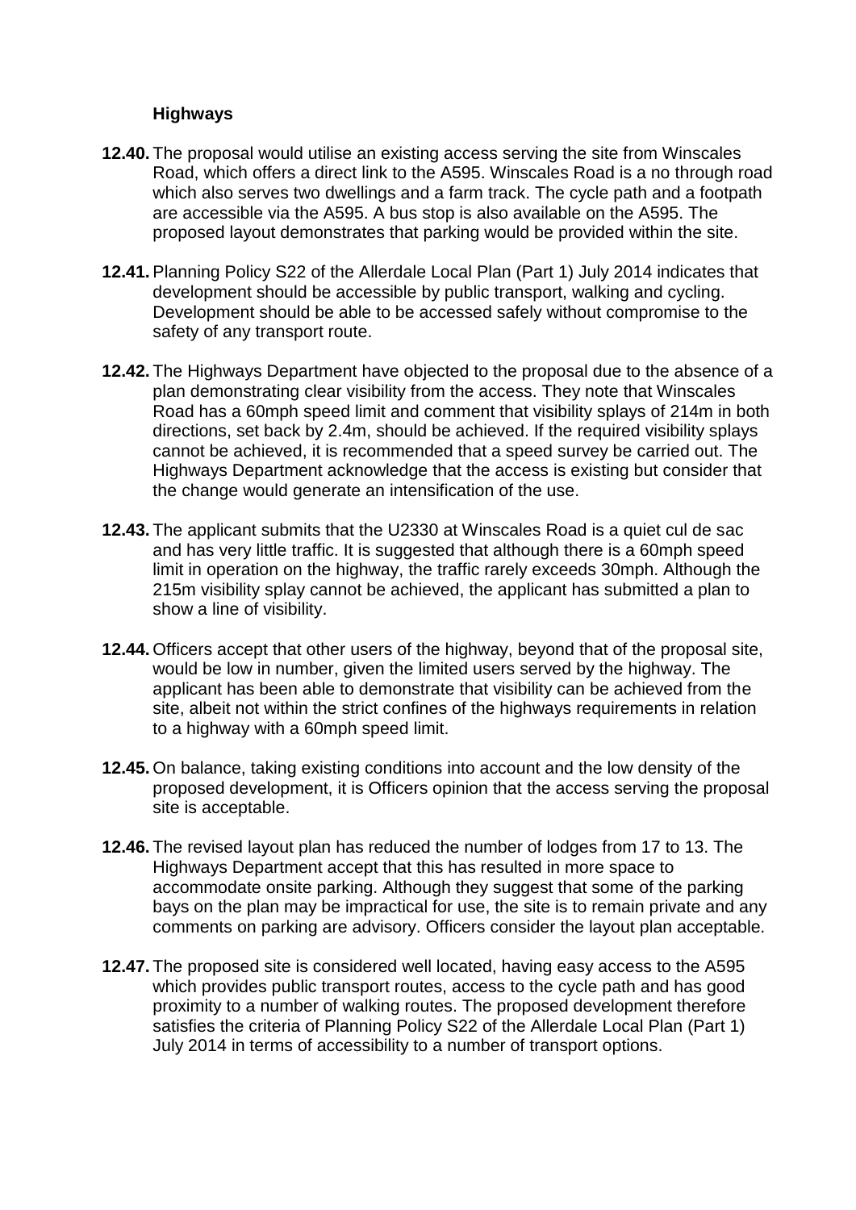**Highways**

**12.40.** The proposal would utilise an existing access serving the site from Winscales Road, which offers a direct link to the A595. Winscales Road is a no through road which also serves two dwellings and a farm track. The cycle path and a footpath are accessible via the A595. A bus stop is also available on the A595. The proposed layout demonstrates that parking would be provided within the site.

**12.41.** Planning Policy S22 of the Allerdale Local Plan (Part 1) July 2014 indicates that development should be accessible by public transport, walking and cycling. Development should be able to be accessed safely without compromise to the safety of any transport route.

**12.42.** The Highways Department have objected to the proposal due to the absence of a plan demonstrating clear visibility from the access. They note that Winscales Road has a 60mph speed limit and comment that visibility splays of 214m in both directions, set back by 2.4m, should be achieved. If the required visibility splays cannot be achieved, it is recommended that a speed survey be carried out. The Highways Department acknowledge that the access is existing but consider that the change would generate an intensification of the use.

**12.43.** The applicant submits that the U2330 at Winscales Road is a quiet cul de sac and has very little traffic. It is suggested that although there is a 60mph speed limit in operation on the highway, the traffic rarely exceeds 30mph. Although the 215m visibility splay cannot be achieved, the applicant has submitted a plan to show a line of visibility.

**12.44.** Officers accept that other users of the highway, beyond that of the proposal site, would be low in number, given the limited users served by the highway. The applicant has been able to demonstrate that visibility can be achieved from the site, albeit not within the strict confines of the highways requirements in relation to a highway with a 60mph speed limit.

**12.45.** On balance, taking existing conditions into account and the low density of the proposed development, it is Officers opinion that the access serving the proposal site is acceptable.

**12.46.** The revised layout plan has reduced the number of lodges from 17 to 13. The Highways Department accept that this has resulted in more space to accommodate onsite parking. Although they suggest that some of the parking bays on the plan may be impractical for use, the site is to remain private and any comments on parking are advisory. Officers consider the layout plan acceptable.

**12.47.** The proposed site is considered well located, having easy access to the A595 which provides public transport routes, access to the cycle path and has good proximity to a number of walking routes. The proposed development therefore satisfies the criteria of Planning Policy S22 of the Allerdale Local Plan (Part 1) July 2014 in terms of accessibility to a number of transport options.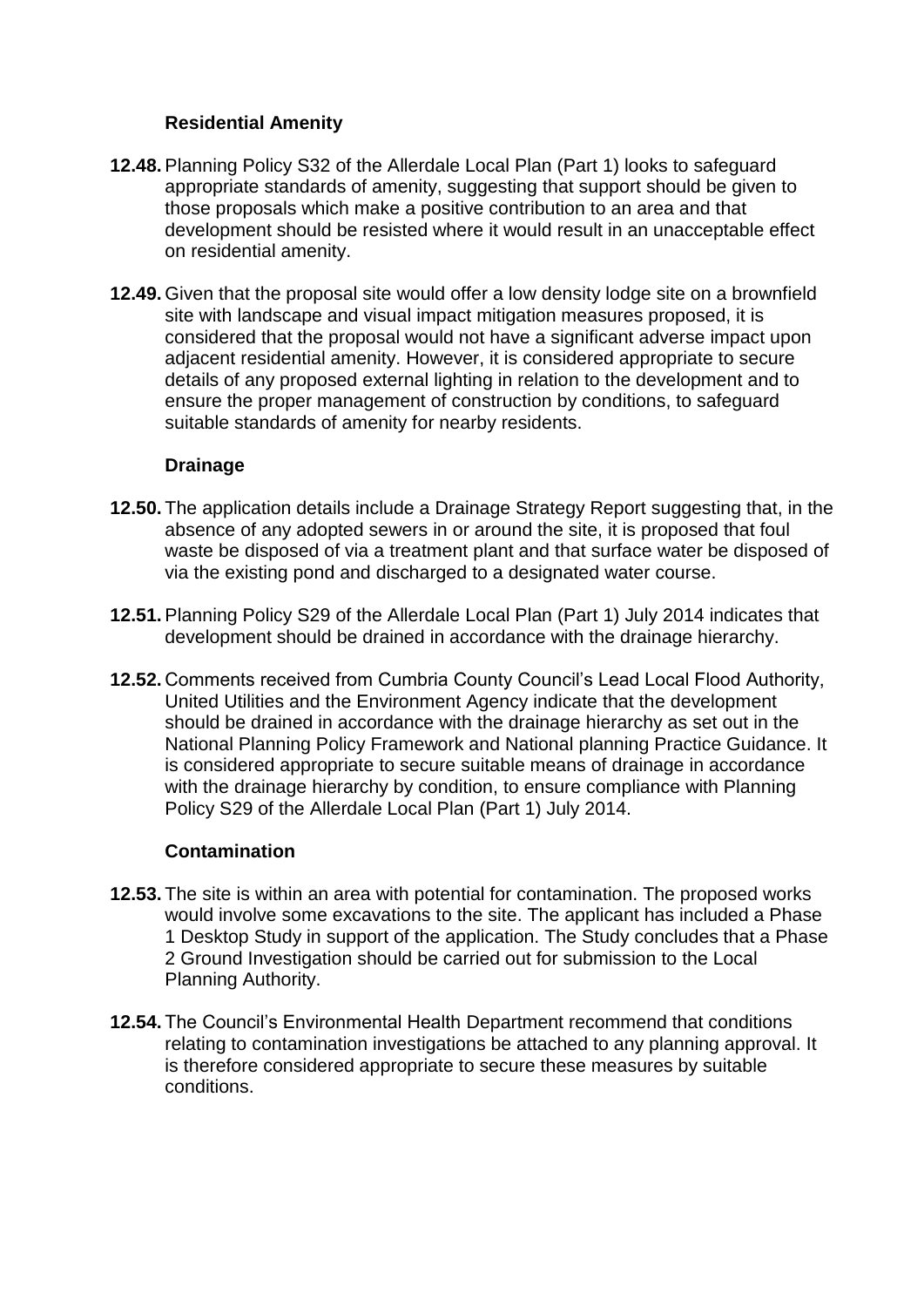### Residential Amenity

**12.48.** Planning Policy S32 of the Allerdale Local Plan (Part 1) looks to safeguard appropriate standards of amenity, suggesting that support should be given to those proposals which make a positive contribution to an area and that development should be resisted where it would result in an unacceptable effect on residential amenity.

**12.49.** Given that the proposal site would offer a low density lodge site on a brownfield site with landscape and visual impact mitigation measures proposed, it is considered that the proposal would not have a significant adverse impact upon adjacent residential amenity. However, it is considered appropriate to secure details of any proposed external lighting in relation to the development and to ensure the proper management of construction by conditions, to safeguard suitable standards of amenity for nearby residents.

### Drainage

**12.50.** The application details include a Drainage Strategy Report suggesting that, in the absence of any adopted sewers in or around the site, it is proposed that foul waste be disposed of via a treatment plant and that surface water be disposed of via the existing pond and discharged to a designated water course.

**12.51.** Planning Policy S29 of the Allerdale Local Plan (Part 1) July 2014 indicates that development should be drained in accordance with the drainage hierarchy.

**12.52.** Comments received from Cumbria County Council's Lead Local Flood Authority, United Utilities and the Environment Agency indicate that the development should be drained in accordance with the drainage hierarchy as set out in the National Planning Policy Framework and National planning Practice Guidance. It is considered appropriate to secure suitable means of drainage in accordance with the drainage hierarchy by condition, to ensure compliance with Planning Policy S29 of the Allerdale Local Plan (Part 1) July 2014.

### Contamination

**12.53.** The site is within an area with potential for contamination. The proposed works would involve some excavations to the site. The applicant has included a Phase 1 Desktop Study in support of the application. The Study concludes that a Phase 2 Ground Investigation should be carried out for submission to the Local Planning Authority.

**12.54.** The Council's Environmental Health Department recommend that conditions relating to contamination investigations be attached to any planning approval. It is therefore considered appropriate to secure these measures by suitable conditions.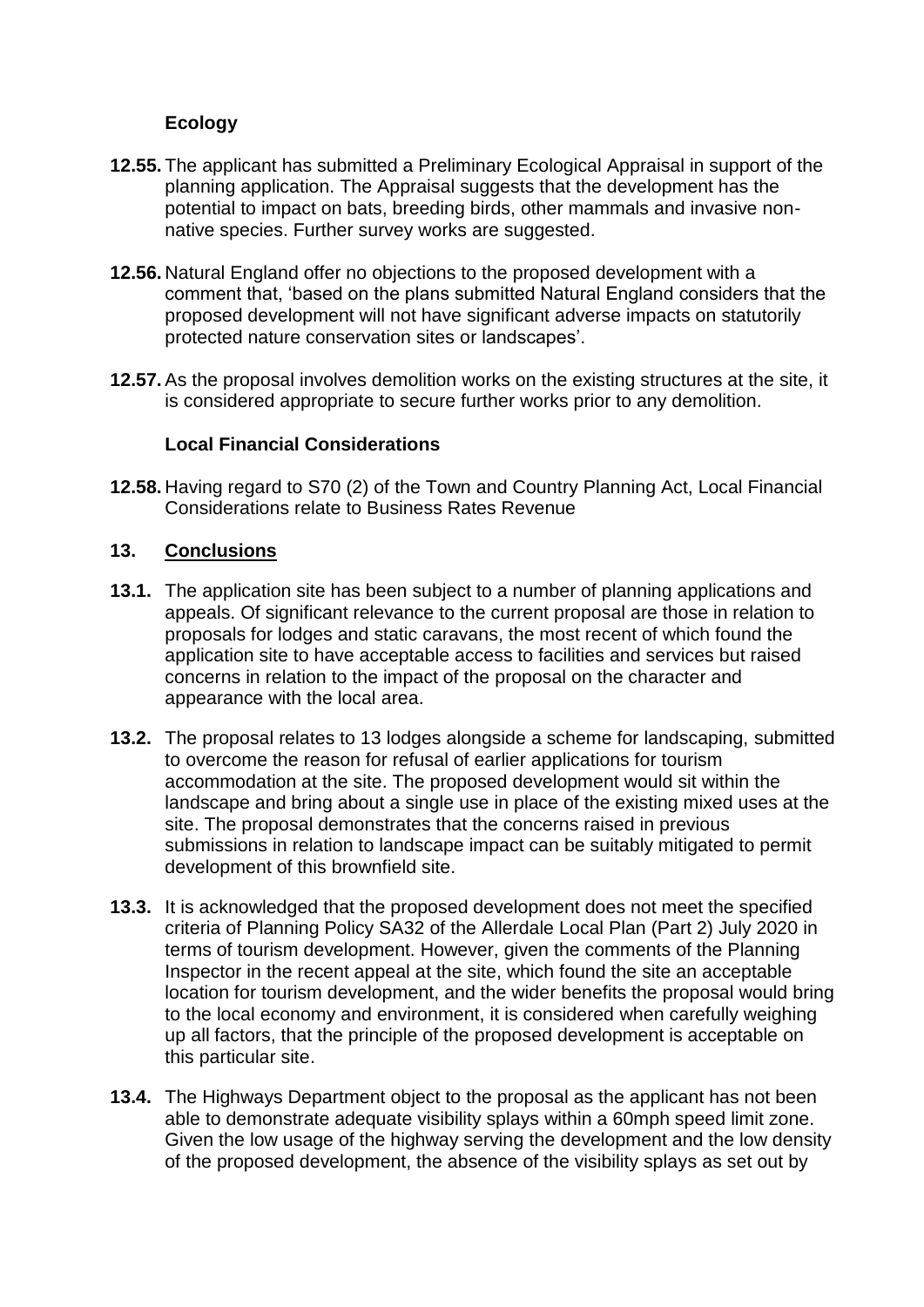### Ecology

**12.55.** The applicant has submitted a Preliminary Ecological Appraisal in support of the planning application. The Appraisal suggests that the development has the potential to impact on bats, breeding birds, other mammals and invasive non-native species. Further survey works are suggested.

**12.56.** Natural England offer no objections to the proposed development with a comment that, 'based on the plans submitted Natural England considers that the proposed development will not have significant adverse impacts on statutorily protected nature conservation sites or landscapes'.

**12.57.** As the proposal involves demolition works on the existing structures at the site, it is considered appropriate to secure further works prior to any demolition.

### Local Financial Considerations

**12.58.** Having regard to S70 (2) of the Town and Country Planning Act, Local Financial Considerations relate to Business Rates Revenue

## 13. Conclusions

**13.1.** The application site has been subject to a number of planning applications and appeals. Of significant relevance to the current proposal are those in relation to proposals for lodges and static caravans, the most recent of which found the application site to have acceptable access to facilities and services but raised concerns in relation to the impact of the proposal on the character and appearance with the local area.

**13.2.** The proposal relates to 13 lodges alongside a scheme for landscaping, submitted to overcome the reason for refusal of earlier applications for tourism accommodation at the site. The proposed development would sit within the landscape and bring about a single use in place of the existing mixed uses at the site. The proposal demonstrates that the concerns raised in previous submissions in relation to landscape impact can be suitably mitigated to permit development of this brownfield site.

**13.3.** It is acknowledged that the proposed development does not meet the specified criteria of Planning Policy SA32 of the Allerdale Local Plan (Part 2) July 2020 in terms of tourism development. However, given the comments of the Planning Inspector in the recent appeal at the site, which found the site an acceptable location for tourism development, and the wider benefits the proposal would bring to the local economy and environment, it is considered when carefully weighing up all factors, that the principle of the proposed development is acceptable on this particular site.

**13.4.** The Highways Department object to the proposal as the applicant has not been able to demonstrate adequate visibility splays within a 60mph speed limit zone. Given the low usage of the highway serving the development and the low density of the proposed development, the absence of the visibility splays as set out by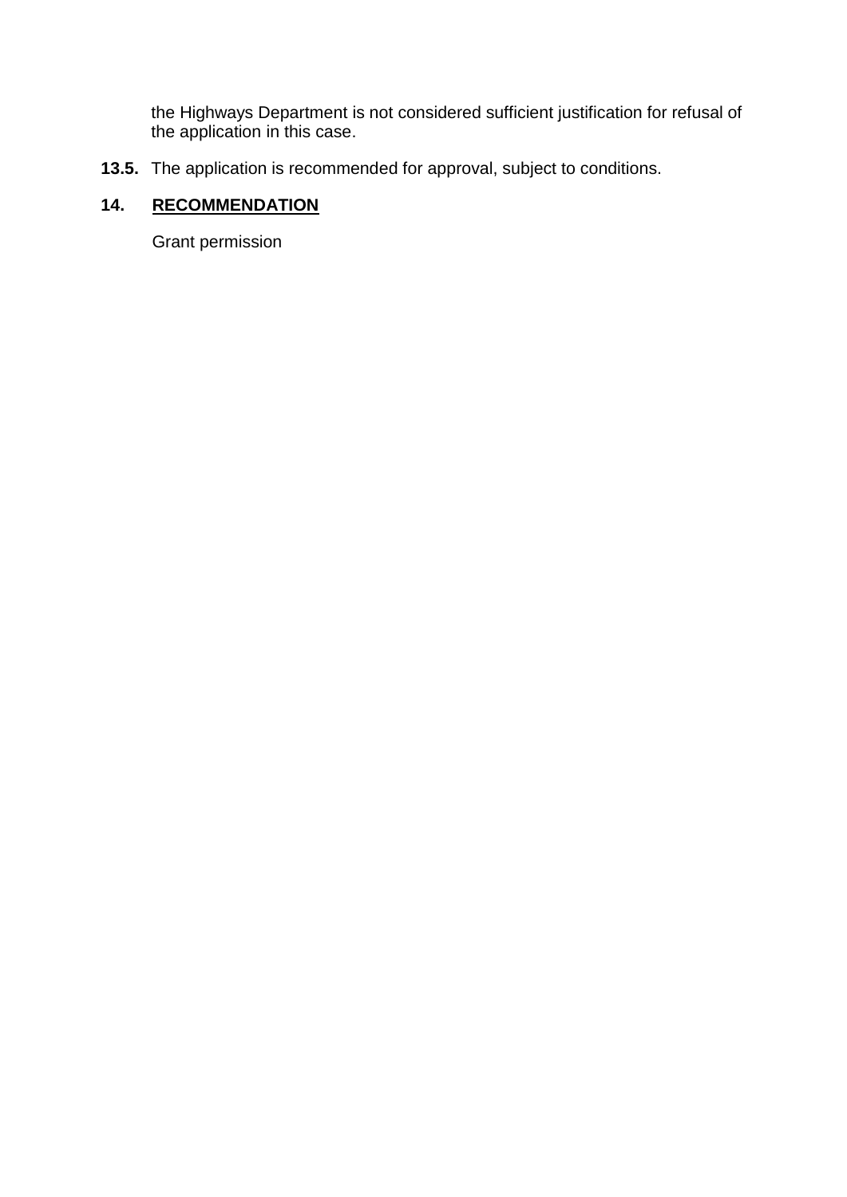the Highways Department is not considered sufficient justification for refusal of the application in this case.

**13.5.** The application is recommended for approval, subject to conditions.

## 14. RECOMMENDATION

Grant permission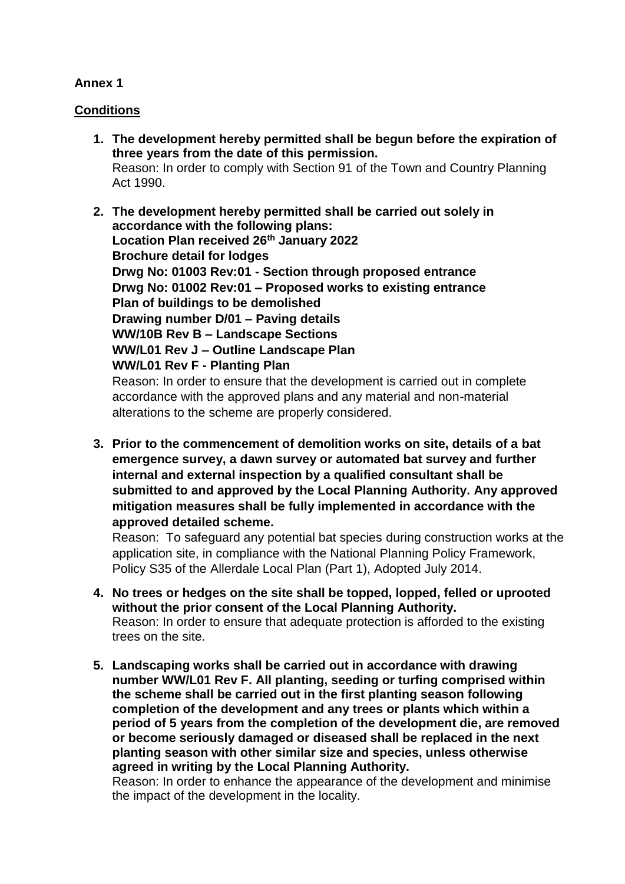**Annex 1**

**Conditions**

1. **The development hereby permitted shall be begun before the expiration of three years from the date of this permission.**
   Reason: In order to comply with Section 91 of the Town and Country Planning Act 1990.

2. **The development hereby permitted shall be carried out solely in accordance with the following plans:**
   **Location Plan received 26th January 2022**
   **Brochure detail for lodges**
   **Drwg No: 01003 Rev:01 - Section through proposed entrance**
   **Drwg No: 01002 Rev:01 – Proposed works to existing entrance**
   **Plan of buildings to be demolished**
   **Drawing number D/01 – Paving details**
   **WW/10B Rev B – Landscape Sections**
   **WW/L01 Rev J – Outline Landscape Plan**
   **WW/L01 Rev F - Planting Plan**
   Reason: In order to ensure that the development is carried out in complete accordance with the approved plans and any material and non-material alterations to the scheme are properly considered.

3. **Prior to the commencement of demolition works on site, details of a bat emergence survey, a dawn survey or automated bat survey and further internal and external inspection by a qualified consultant shall be submitted to and approved by the Local Planning Authority. Any approved mitigation measures shall be fully implemented in accordance with the approved detailed scheme.**
   Reason: To safeguard any potential bat species during construction works at the application site, in compliance with the National Planning Policy Framework, Policy S35 of the Allerdale Local Plan (Part 1), Adopted July 2014.

4. **No trees or hedges on the site shall be topped, lopped, felled or uprooted without the prior consent of the Local Planning Authority.**
   Reason: In order to ensure that adequate protection is afforded to the existing trees on the site.

5. **Landscaping works shall be carried out in accordance with drawing number WW/L01 Rev F. All planting, seeding or turfing comprised within the scheme shall be carried out in the first planting season following completion of the development and any trees or plants which within a period of 5 years from the completion of the development die, are removed or become seriously damaged or diseased shall be replaced in the next planting season with other similar size and species, unless otherwise agreed in writing by the Local Planning Authority.**
   Reason: In order to enhance the appearance of the development and minimise the impact of the development in the locality.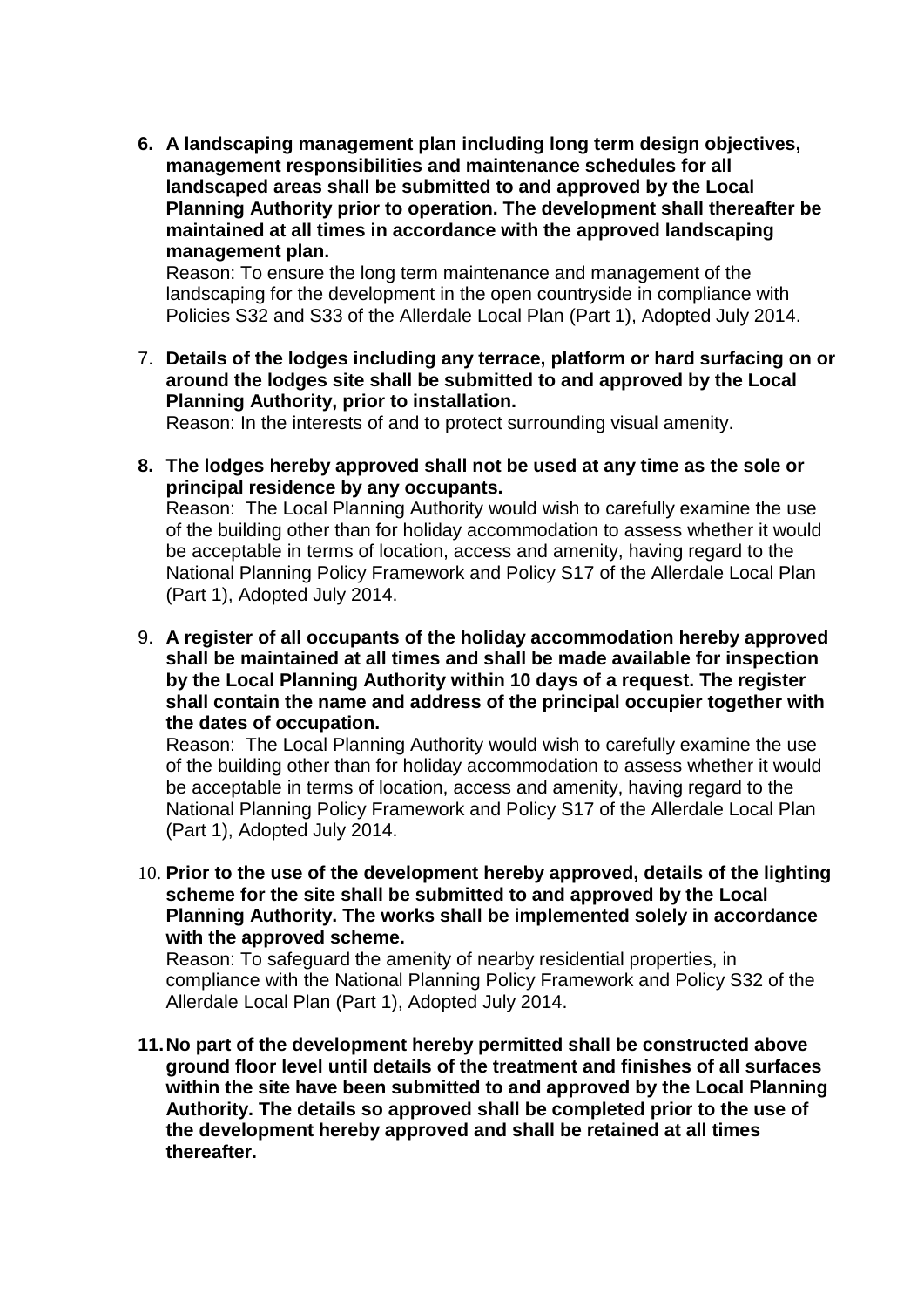6. **A landscaping management plan including long term design objectives, management responsibilities and maintenance schedules for all landscaped areas shall be submitted to and approved by the Local Planning Authority prior to operation. The development shall thereafter be maintained at all times in accordance with the approved landscaping management plan.**
   Reason: To ensure the long term maintenance and management of the landscaping for the development in the open countryside in compliance with Policies S32 and S33 of the Allerdale Local Plan (Part 1), Adopted July 2014.

7. **Details of the lodges including any terrace, platform or hard surfacing on or around the lodges site shall be submitted to and approved by the Local Planning Authority, prior to installation.**
   Reason: In the interests of and to protect surrounding visual amenity.

8. **The lodges hereby approved shall not be used at any time as the sole or principal residence by any occupants.**
   Reason: The Local Planning Authority would wish to carefully examine the use of the building other than for holiday accommodation to assess whether it would be acceptable in terms of location, access and amenity, having regard to the National Planning Policy Framework and Policy S17 of the Allerdale Local Plan (Part 1), Adopted July 2014.

9. **A register of all occupants of the holiday accommodation hereby approved shall be maintained at all times and shall be made available for inspection by the Local Planning Authority within 10 days of a request. The register shall contain the name and address of the principal occupier together with the dates of occupation.**
   Reason: The Local Planning Authority would wish to carefully examine the use of the building other than for holiday accommodation to assess whether it would be acceptable in terms of location, access and amenity, having regard to the National Planning Policy Framework and Policy S17 of the Allerdale Local Plan (Part 1), Adopted July 2014.

10. **Prior to the use of the development hereby approved, details of the lighting scheme for the site shall be submitted to and approved by the Local Planning Authority. The works shall be implemented solely in accordance with the approved scheme.**
    Reason: To safeguard the amenity of nearby residential properties, in compliance with the National Planning Policy Framework and Policy S32 of the Allerdale Local Plan (Part 1), Adopted July 2014.

11. **No part of the development hereby permitted shall be constructed above ground floor level until details of the treatment and finishes of all surfaces within the site have been submitted to and approved by the Local Planning Authority. The details so approved shall be completed prior to the use of the development hereby approved and shall be retained at all times thereafter.**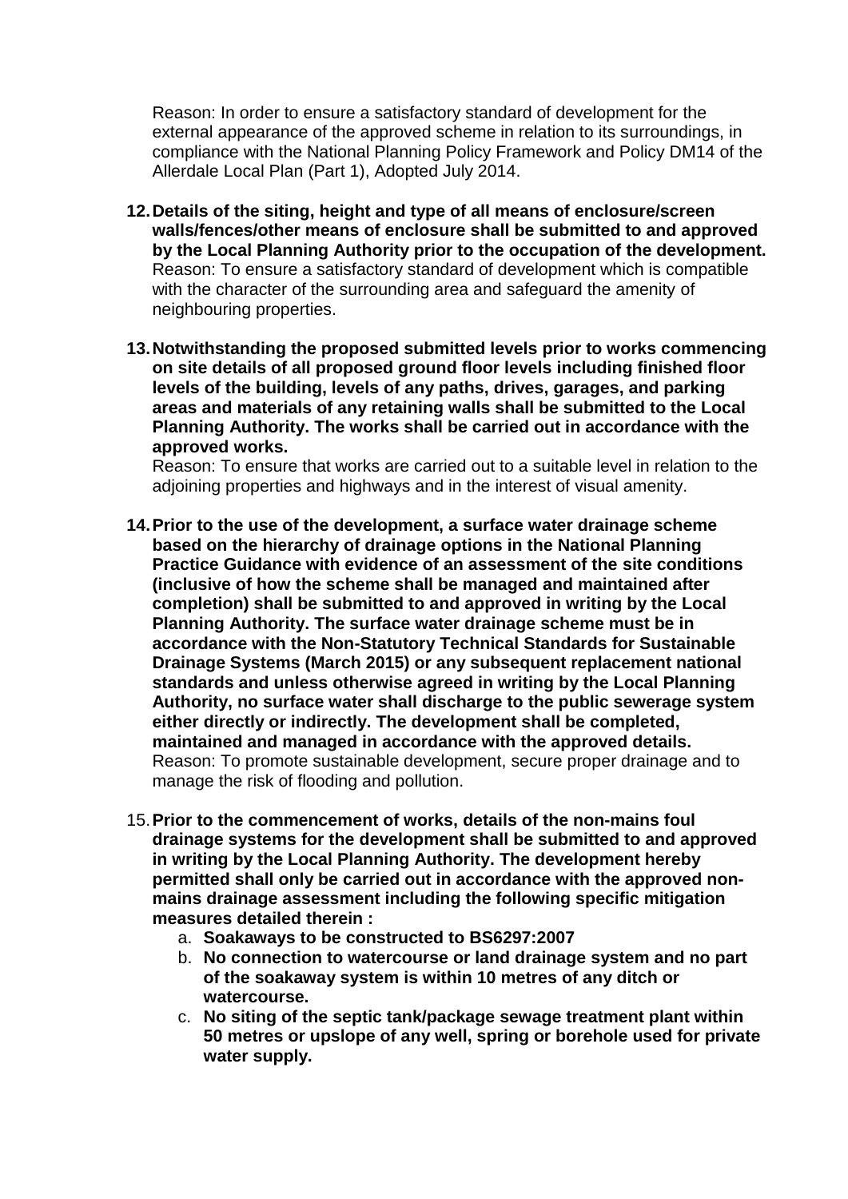Reason: In order to ensure a satisfactory standard of development for the external appearance of the approved scheme in relation to its surroundings, in compliance with the National Planning Policy Framework and Policy DM14 of the Allerdale Local Plan (Part 1), Adopted July 2014.

12. **Details of the siting, height and type of all means of enclosure/screen walls/fences/other means of enclosure shall be submitted to and approved by the Local Planning Authority prior to the occupation of the development.**
    Reason: To ensure a satisfactory standard of development which is compatible with the character of the surrounding area and safeguard the amenity of neighbouring properties.

13. **Notwithstanding the proposed submitted levels prior to works commencing on site details of all proposed ground floor levels including finished floor levels of the building, levels of any paths, drives, garages, and parking areas and materials of any retaining walls shall be submitted to the Local Planning Authority. The works shall be carried out in accordance with the approved works.**
    Reason: To ensure that works are carried out to a suitable level in relation to the adjoining properties and highways and in the interest of visual amenity.

14. **Prior to the use of the development, a surface water drainage scheme based on the hierarchy of drainage options in the National Planning Practice Guidance with evidence of an assessment of the site conditions (inclusive of how the scheme shall be managed and maintained after completion) shall be submitted to and approved in writing by the Local Planning Authority. The surface water drainage scheme must be in accordance with the Non-Statutory Technical Standards for Sustainable Drainage Systems (March 2015) or any subsequent replacement national standards and unless otherwise agreed in writing by the Local Planning Authority, no surface water shall discharge to the public sewerage system either directly or indirectly. The development shall be completed, maintained and managed in accordance with the approved details.**
    Reason: To promote sustainable development, secure proper drainage and to manage the risk of flooding and pollution.

15. **Prior to the commencement of works, details of the non-mains foul drainage systems for the development shall be submitted to and approved in writing by the Local Planning Authority. The development hereby permitted shall only be carried out in accordance with the approved non-mains drainage assessment including the following specific mitigation measures detailed therein :**
    a. **Soakaways to be constructed to BS6297:2007**
    b. **No connection to watercourse or land drainage system and no part of the soakaway system is within 10 metres of any ditch or watercourse.**
    c. **No siting of the septic tank/package sewage treatment plant within 50 metres or upslope of any well, spring or borehole used for private water supply.**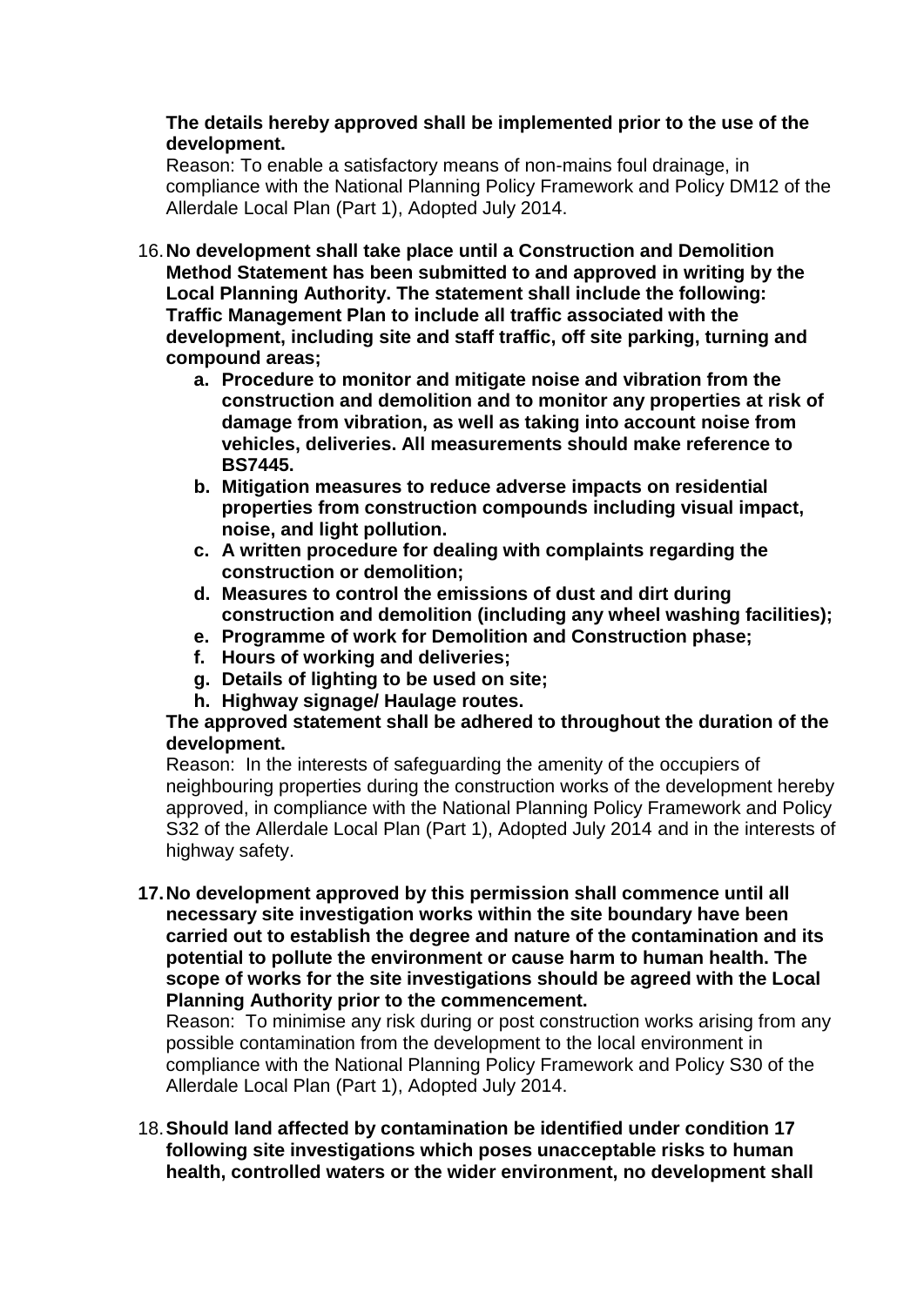**The details hereby approved shall be implemented prior to the use of the development.**
Reason: To enable a satisfactory means of non-mains foul drainage, in compliance with the National Planning Policy Framework and Policy DM12 of the Allerdale Local Plan (Part 1), Adopted July 2014.

16. **No development shall take place until a Construction and Demolition Method Statement has been submitted to and approved in writing by the Local Planning Authority. The statement shall include the following: Traffic Management Plan to include all traffic associated with the development, including site and staff traffic, off site parking, turning and compound areas;**
    a. **Procedure to monitor and mitigate noise and vibration from the construction and demolition and to monitor any properties at risk of damage from vibration, as well as taking into account noise from vehicles, deliveries. All measurements should make reference to BS7445.**
    b. **Mitigation measures to reduce adverse impacts on residential properties from construction compounds including visual impact, noise, and light pollution.**
    c. **A written procedure for dealing with complaints regarding the construction or demolition;**
    d. **Measures to control the emissions of dust and dirt during construction and demolition (including any wheel washing facilities);**
    e. **Programme of work for Demolition and Construction phase;**
    f. **Hours of working and deliveries;**
    g. **Details of lighting to be used on site;**
    h. **Highway signage/ Haulage routes.**

    **The approved statement shall be adhered to throughout the duration of the development.**
    Reason: In the interests of safeguarding the amenity of the occupiers of neighbouring properties during the construction works of the development hereby approved, in compliance with the National Planning Policy Framework and Policy S32 of the Allerdale Local Plan (Part 1), Adopted July 2014 and in the interests of highway safety.

17. **No development approved by this permission shall commence until all necessary site investigation works within the site boundary have been carried out to establish the degree and nature of the contamination and its potential to pollute the environment or cause harm to human health. The scope of works for the site investigations should be agreed with the Local Planning Authority prior to the commencement.**
    Reason: To minimise any risk during or post construction works arising from any possible contamination from the development to the local environment in compliance with the National Planning Policy Framework and Policy S30 of the Allerdale Local Plan (Part 1), Adopted July 2014.

18. **Should land affected by contamination be identified under condition 17 following site investigations which poses unacceptable risks to human health, controlled waters or the wider environment, no development shall**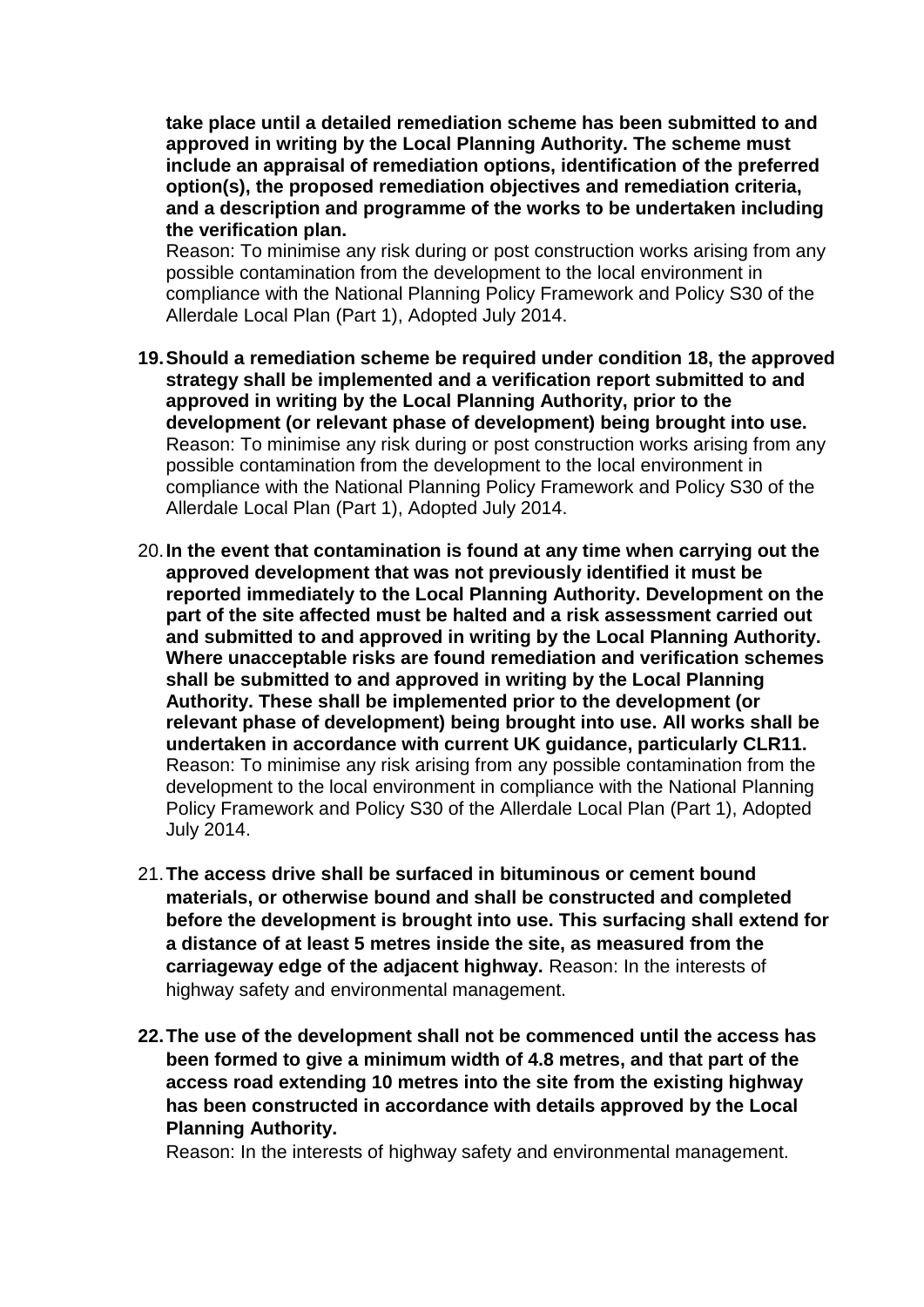**take place until a detailed remediation scheme has been submitted to and approved in writing by the Local Planning Authority. The scheme must include an appraisal of remediation options, identification of the preferred option(s), the proposed remediation objectives and remediation criteria, and a description and programme of the works to be undertaken including the verification plan.**
Reason: To minimise any risk during or post construction works arising from any possible contamination from the development to the local environment in compliance with the National Planning Policy Framework and Policy S30 of the Allerdale Local Plan (Part 1), Adopted July 2014.

19. **Should a remediation scheme be required under condition 18, the approved strategy shall be implemented and a verification report submitted to and approved in writing by the Local Planning Authority, prior to the development (or relevant phase of development) being brought into use.**
Reason: To minimise any risk during or post construction works arising from any possible contamination from the development to the local environment in compliance with the National Planning Policy Framework and Policy S30 of the Allerdale Local Plan (Part 1), Adopted July 2014.

20. **In the event that contamination is found at any time when carrying out the approved development that was not previously identified it must be reported immediately to the Local Planning Authority. Development on the part of the site affected must be halted and a risk assessment carried out and submitted to and approved in writing by the Local Planning Authority. Where unacceptable risks are found remediation and verification schemes shall be submitted to and approved in writing by the Local Planning Authority. These shall be implemented prior to the development (or relevant phase of development) being brought into use. All works shall be undertaken in accordance with current UK guidance, particularly CLR11.**
Reason: To minimise any risk arising from any possible contamination from the development to the local environment in compliance with the National Planning Policy Framework and Policy S30 of the Allerdale Local Plan (Part 1), Adopted July 2014.

21. **The access drive shall be surfaced in bituminous or cement bound materials, or otherwise bound and shall be constructed and completed before the development is brought into use. This surfacing shall extend for a distance of at least 5 metres inside the site, as measured from the carriageway edge of the adjacent highway.** Reason: In the interests of highway safety and environmental management.

22. **The use of the development shall not be commenced until the access has been formed to give a minimum width of 4.8 metres, and that part of the access road extending 10 metres into the site from the existing highway has been constructed in accordance with details approved by the Local Planning Authority.**
Reason: In the interests of highway safety and environmental management.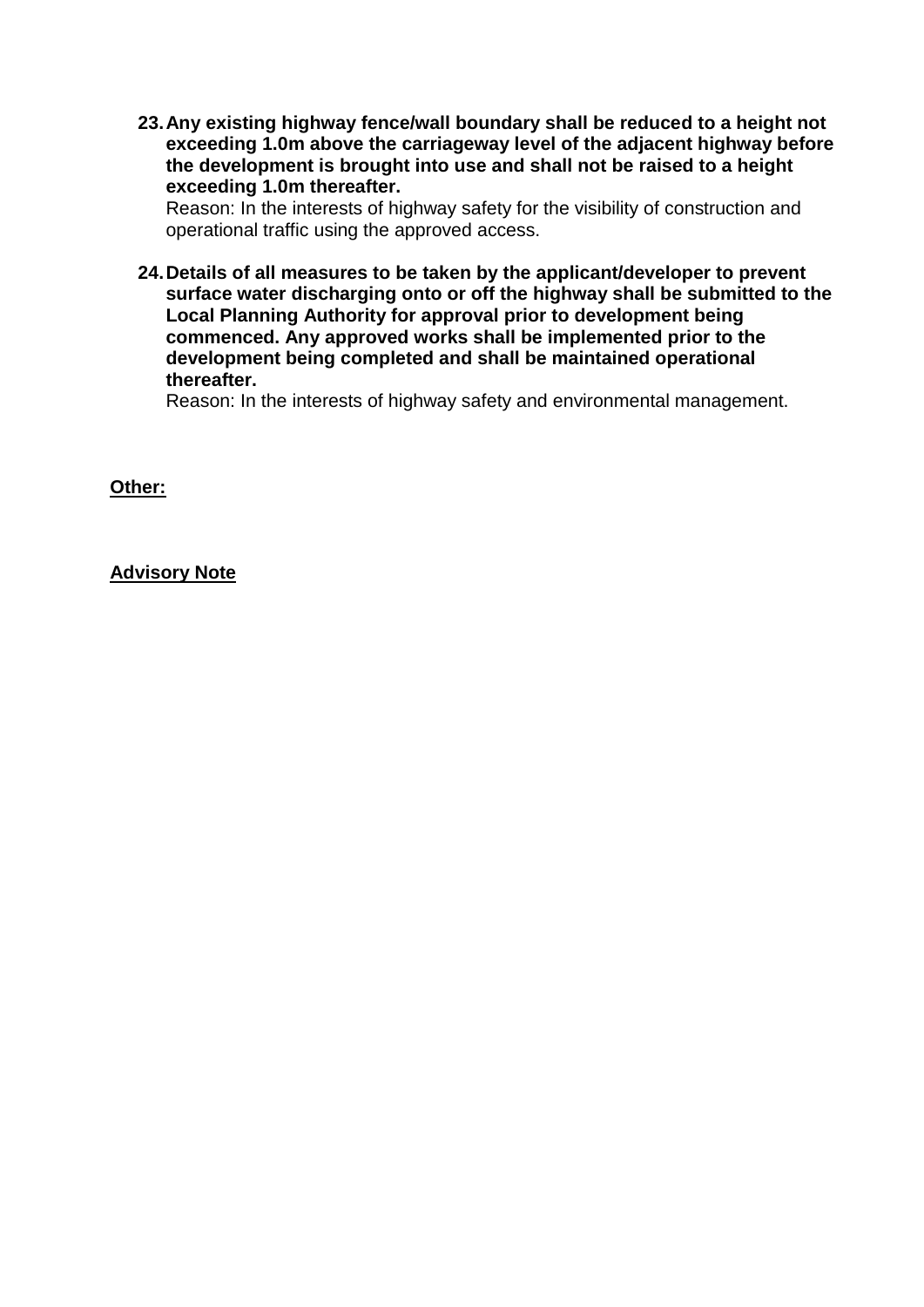23. **Any existing highway fence/wall boundary shall be reduced to a height not exceeding 1.0m above the carriageway level of the adjacent highway before the development is brought into use and shall not be raised to a height exceeding 1.0m thereafter.**
    Reason: In the interests of highway safety for the visibility of construction and operational traffic using the approved access.

24. **Details of all measures to be taken by the applicant/developer to prevent surface water discharging onto or off the highway shall be submitted to the Local Planning Authority for approval prior to development being commenced. Any approved works shall be implemented prior to the development being completed and shall be maintained operational thereafter.**
    Reason: In the interests of highway safety and environmental management.

**Other:**

**Advisory Note**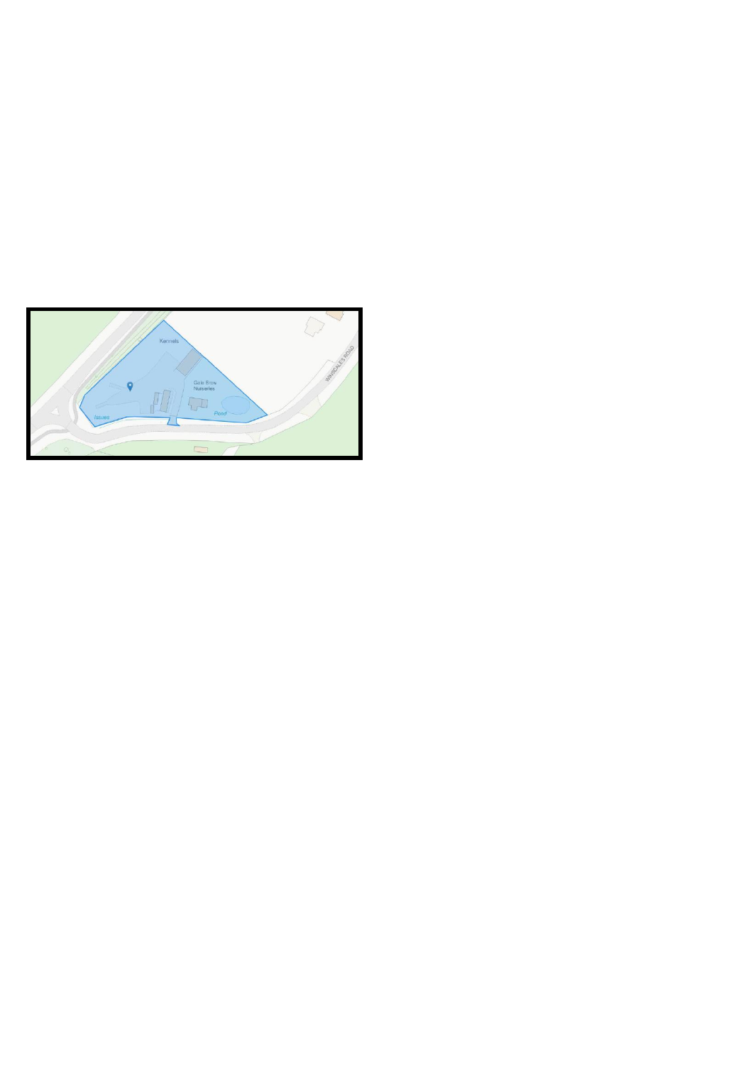Kennels

Gale Brow Nurseries

Issues

Pond

WINSCALES ROAD